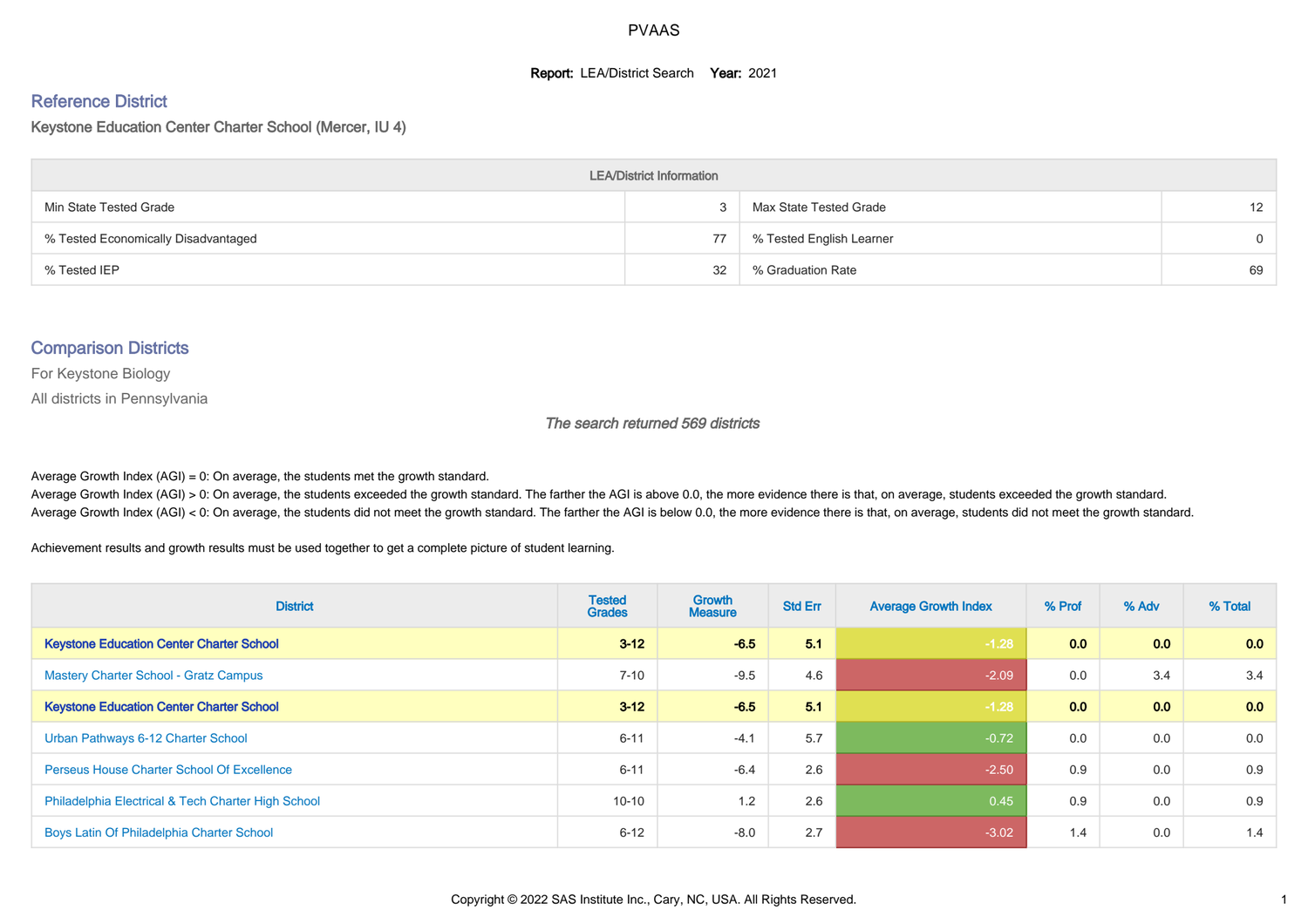# PVAAS

**Report:** LEA/District Search **Year:** 2021

## Reference District

### Keystone Education Center Charter School (Mercer, IU 4)

| LEA/District Information | | | |
|---|---|---|---|
| Min State Tested Grade | 3 | Max State Tested Grade | 12 |
| % Tested Economically Disadvantaged | 77 | % Tested English Learner | 0 |
| % Tested IEP | 32 | % Graduation Rate | 69 |

## Comparison Districts

For Keystone Biology

All districts in Pennsylvania

*The search returned 569 districts*

Average Growth Index (AGI) = 0: On average, the students met the growth standard.
Average Growth Index (AGI) > 0: On average, the students exceeded the growth standard. The farther the AGI is above 0.0, the more evidence there is that, on average, students exceeded the growth standard.
Average Growth Index (AGI) < 0: On average, the students did not meet the growth standard. The farther the AGI is below 0.0, the more evidence there is that, on average, students did not meet the growth standard.

Achievement results and growth results must be used together to get a complete picture of student learning.

| District | Tested Grades | Growth Measure | Std Err | Average Growth Index | % Prof | % Adv | % Total |
|---|---|---|---|---|---|---|---|
| **Keystone Education Center Charter School** | **3-12** | **-6.5** | **5.1** | **-1.28** | **0.0** | **0.0** | **0.0** |
| Mastery Charter School - Gratz Campus | 7-10 | -9.5 | 4.6 | -2.09 | 0.0 | 3.4 | 3.4 |
| **Keystone Education Center Charter School** | **3-12** | **-6.5** | **5.1** | **-1.28** | **0.0** | **0.0** | **0.0** |
| Urban Pathways 6-12 Charter School | 6-11 | -4.1 | 5.7 | -0.72 | 0.0 | 0.0 | 0.0 |
| Perseus House Charter School Of Excellence | 6-11 | -6.4 | 2.6 | -2.50 | 0.9 | 0.0 | 0.9 |
| Philadelphia Electrical & Tech Charter High School | 10-10 | 1.2 | 2.6 | 0.45 | 0.9 | 0.0 | 0.9 |
| Boys Latin Of Philadelphia Charter School | 6-12 | -8.0 | 2.7 | -3.02 | 1.4 | 0.0 | 1.4 |

Copyright © 2022 SAS Institute Inc., Cary, NC, USA. All Rights Reserved.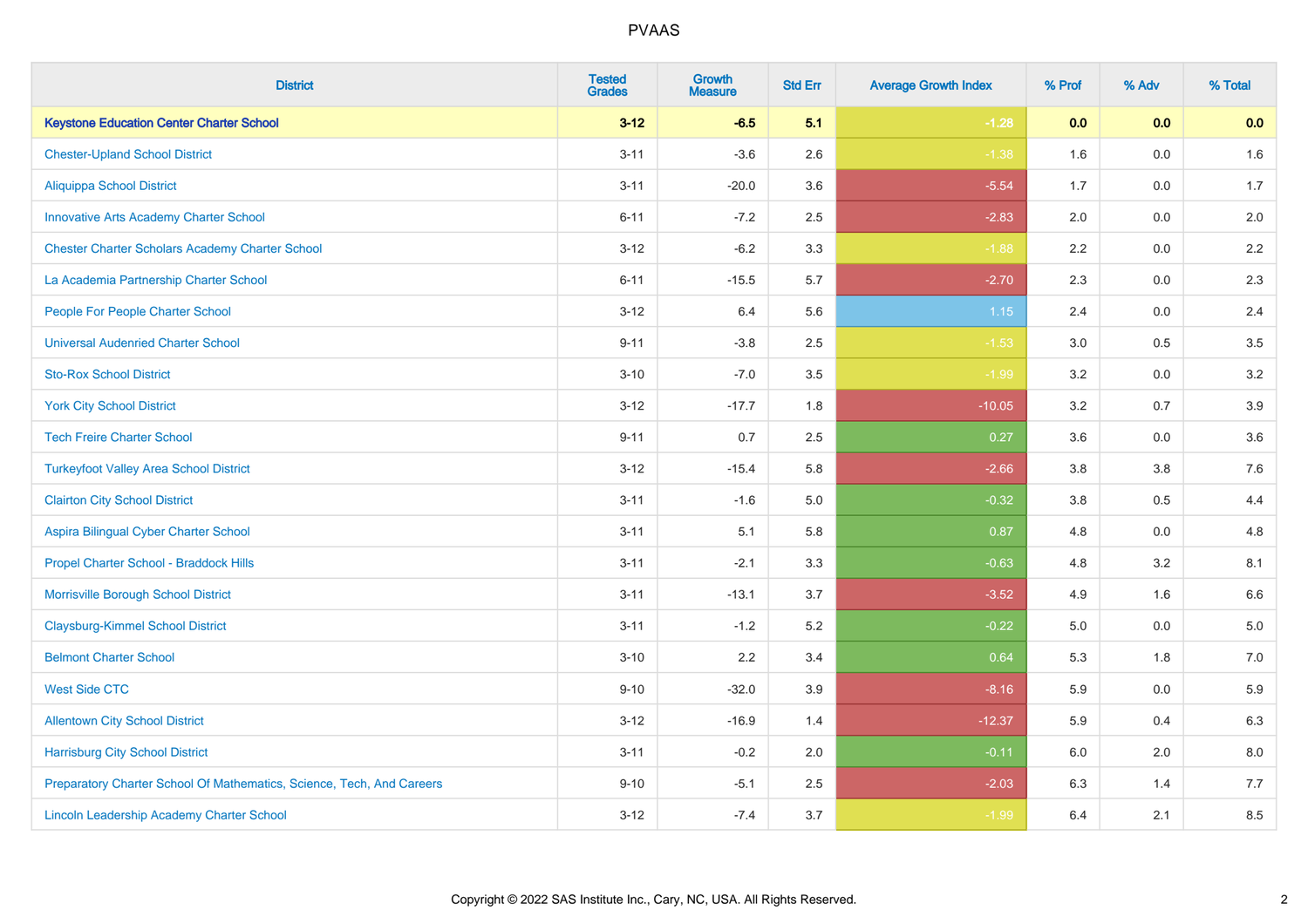# PVAAS

| District | Tested Grades | Growth Measure | Std Err | Average Growth Index | % Prof | % Adv | % Total |
|---|---|---|---|---|---|---|---|
| **Keystone Education Center Charter School** | **3-12** | **-6.5** | **5.1** | **-1.28** | **0.0** | **0.0** | **0.0** |
| Chester-Upland School District | 3-11 | -3.6 | 2.6 | -1.38 | 1.6 | 0.0 | 1.6 |
| Aliquippa School District | 3-11 | -20.0 | 3.6 | -5.54 | 1.7 | 0.0 | 1.7 |
| Innovative Arts Academy Charter School | 6-11 | -7.2 | 2.5 | -2.83 | 2.0 | 0.0 | 2.0 |
| Chester Charter Scholars Academy Charter School | 3-12 | -6.2 | 3.3 | -1.88 | 2.2 | 0.0 | 2.2 |
| La Academia Partnership Charter School | 6-11 | -15.5 | 5.7 | -2.70 | 2.3 | 0.0 | 2.3 |
| People For People Charter School | 3-12 | 6.4 | 5.6 | 1.15 | 2.4 | 0.0 | 2.4 |
| Universal Audenried Charter School | 9-11 | -3.8 | 2.5 | -1.53 | 3.0 | 0.5 | 3.5 |
| Sto-Rox School District | 3-10 | -7.0 | 3.5 | -1.99 | 3.2 | 0.0 | 3.2 |
| York City School District | 3-12 | -17.7 | 1.8 | -10.05 | 3.2 | 0.7 | 3.9 |
| Tech Freire Charter School | 9-11 | 0.7 | 2.5 | 0.27 | 3.6 | 0.0 | 3.6 |
| Turkeyfoot Valley Area School District | 3-12 | -15.4 | 5.8 | -2.66 | 3.8 | 3.8 | 7.6 |
| Clairton City School District | 3-11 | -1.6 | 5.0 | -0.32 | 3.8 | 0.5 | 4.4 |
| Aspira Bilingual Cyber Charter School | 3-11 | 5.1 | 5.8 | 0.87 | 4.8 | 0.0 | 4.8 |
| Propel Charter School - Braddock Hills | 3-11 | -2.1 | 3.3 | -0.63 | 4.8 | 3.2 | 8.1 |
| Morrisville Borough School District | 3-11 | -13.1 | 3.7 | -3.52 | 4.9 | 1.6 | 6.6 |
| Claysburg-Kimmel School District | 3-11 | -1.2 | 5.2 | -0.22 | 5.0 | 0.0 | 5.0 |
| Belmont Charter School | 3-10 | 2.2 | 3.4 | 0.64 | 5.3 | 1.8 | 7.0 |
| West Side CTC | 9-10 | -32.0 | 3.9 | -8.16 | 5.9 | 0.0 | 5.9 |
| Allentown City School District | 3-12 | -16.9 | 1.4 | -12.37 | 5.9 | 0.4 | 6.3 |
| Harrisburg City School District | 3-11 | -0.2 | 2.0 | -0.11 | 6.0 | 2.0 | 8.0 |
| Preparatory Charter School Of Mathematics, Science, Tech, And Careers | 9-10 | -5.1 | 2.5 | -2.03 | 6.3 | 1.4 | 7.7 |
| Lincoln Leadership Academy Charter School | 3-12 | -7.4 | 3.7 | -1.99 | 6.4 | 2.1 | 8.5 |

Copyright © 2022 SAS Institute Inc., Cary, NC, USA. All Rights Reserved.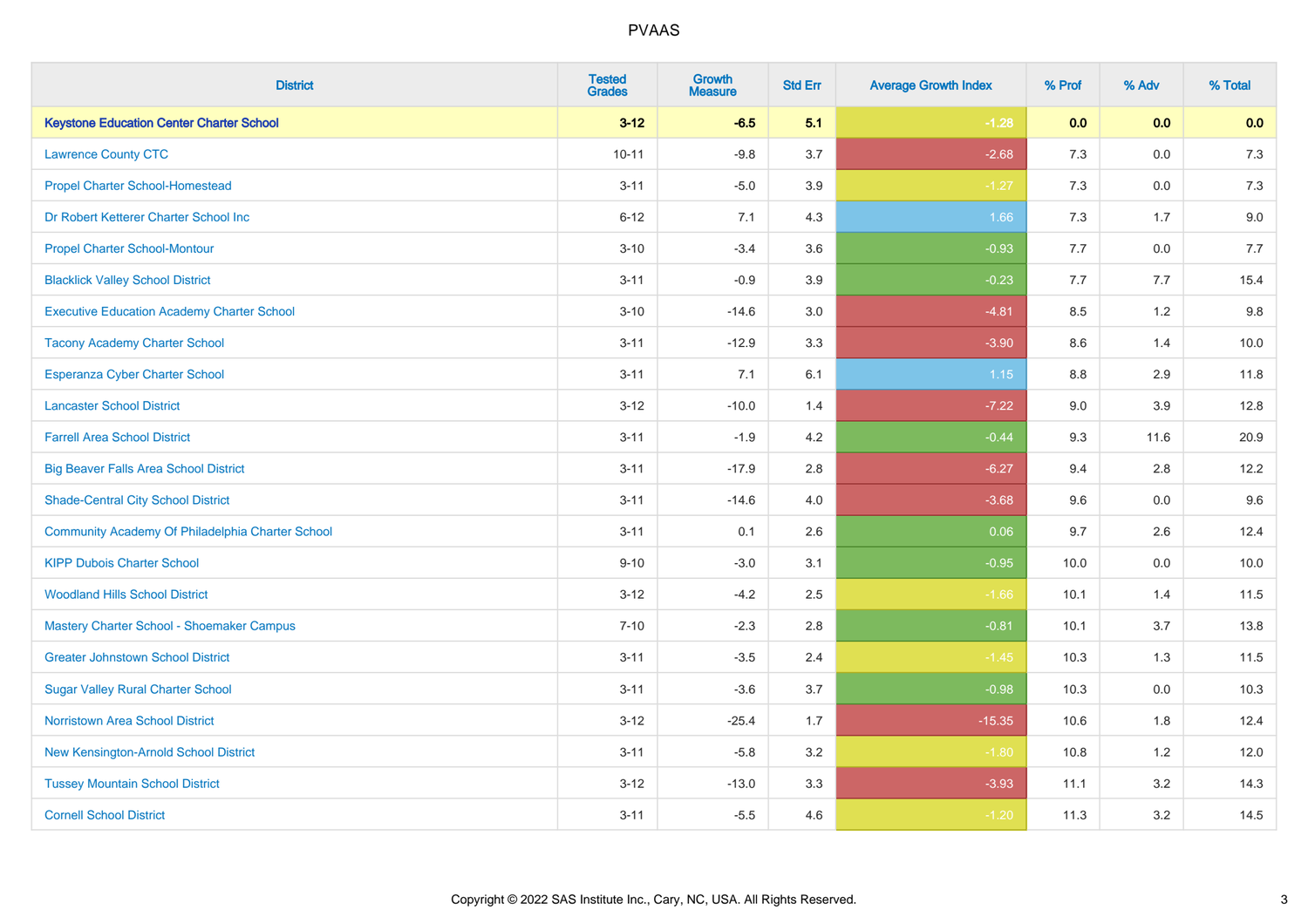# PVAAS

| District | Tested Grades | Growth Measure | Std Err | Average Growth Index | % Prof | % Adv | % Total |
|---|---|---|---|---|---|---|---|
| **Keystone Education Center Charter School** | **3-12** | **-6.5** | **5.1** | **-1.28** | **0.0** | **0.0** | **0.0** |
| Lawrence County CTC | 10-11 | -9.8 | 3.7 | -2.68 | 7.3 | 0.0 | 7.3 |
| Propel Charter School-Homestead | 3-11 | -5.0 | 3.9 | -1.27 | 7.3 | 0.0 | 7.3 |
| Dr Robert Ketterer Charter School Inc | 6-12 | 7.1 | 4.3 | 1.66 | 7.3 | 1.7 | 9.0 |
| Propel Charter School-Montour | 3-10 | -3.4 | 3.6 | -0.93 | 7.7 | 0.0 | 7.7 |
| Blacklick Valley School District | 3-11 | -0.9 | 3.9 | -0.23 | 7.7 | 7.7 | 15.4 |
| Executive Education Academy Charter School | 3-10 | -14.6 | 3.0 | -4.81 | 8.5 | 1.2 | 9.8 |
| Tacony Academy Charter School | 3-11 | -12.9 | 3.3 | -3.90 | 8.6 | 1.4 | 10.0 |
| Esperanza Cyber Charter School | 3-11 | 7.1 | 6.1 | 1.15 | 8.8 | 2.9 | 11.8 |
| Lancaster School District | 3-12 | -10.0 | 1.4 | -7.22 | 9.0 | 3.9 | 12.8 |
| Farrell Area School District | 3-11 | -1.9 | 4.2 | -0.44 | 9.3 | 11.6 | 20.9 |
| Big Beaver Falls Area School District | 3-11 | -17.9 | 2.8 | -6.27 | 9.4 | 2.8 | 12.2 |
| Shade-Central City School District | 3-11 | -14.6 | 4.0 | -3.68 | 9.6 | 0.0 | 9.6 |
| Community Academy Of Philadelphia Charter School | 3-11 | 0.1 | 2.6 | 0.06 | 9.7 | 2.6 | 12.4 |
| KIPP Dubois Charter School | 9-10 | -3.0 | 3.1 | -0.95 | 10.0 | 0.0 | 10.0 |
| Woodland Hills School District | 3-12 | -4.2 | 2.5 | -1.66 | 10.1 | 1.4 | 11.5 |
| Mastery Charter School - Shoemaker Campus | 7-10 | -2.3 | 2.8 | -0.81 | 10.1 | 3.7 | 13.8 |
| Greater Johnstown School District | 3-11 | -3.5 | 2.4 | -1.45 | 10.3 | 1.3 | 11.5 |
| Sugar Valley Rural Charter School | 3-11 | -3.6 | 3.7 | -0.98 | 10.3 | 0.0 | 10.3 |
| Norristown Area School District | 3-12 | -25.4 | 1.7 | -15.35 | 10.6 | 1.8 | 12.4 |
| New Kensington-Arnold School District | 3-11 | -5.8 | 3.2 | -1.80 | 10.8 | 1.2 | 12.0 |
| Tussey Mountain School District | 3-12 | -13.0 | 3.3 | -3.93 | 11.1 | 3.2 | 14.3 |
| Cornell School District | 3-11 | -5.5 | 4.6 | -1.20 | 11.3 | 3.2 | 14.5 |

Copyright © 2022 SAS Institute Inc., Cary, NC, USA. All Rights Reserved.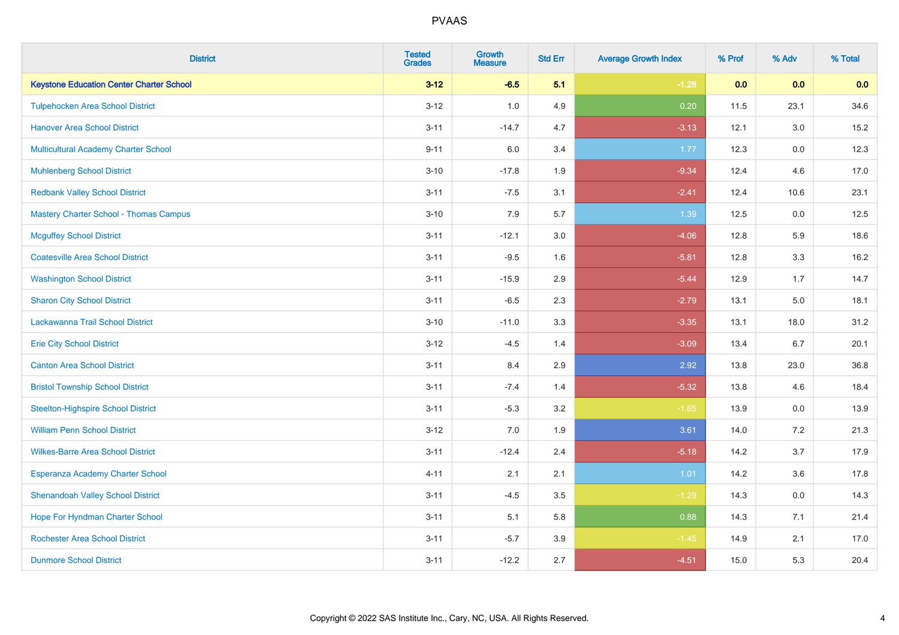# PVAAS

| District | Tested Grades | Growth Measure | Std Err | Average Growth Index | % Prof | % Adv | % Total |
|---|---|---|---|---|---|---|---|
| **Keystone Education Center Charter School** | **3-12** | **-6.5** | **5.1** | **-1.28** | **0.0** | **0.0** | **0.0** |
| Tulpehocken Area School District | 3-12 | 1.0 | 4.9 | 0.20 | 11.5 | 23.1 | 34.6 |
| Hanover Area School District | 3-11 | -14.7 | 4.7 | -3.13 | 12.1 | 3.0 | 15.2 |
| Multicultural Academy Charter School | 9-11 | 6.0 | 3.4 | 1.77 | 12.3 | 0.0 | 12.3 |
| Muhlenberg School District | 3-10 | -17.8 | 1.9 | -9.34 | 12.4 | 4.6 | 17.0 |
| Redbank Valley School District | 3-11 | -7.5 | 3.1 | -2.41 | 12.4 | 10.6 | 23.1 |
| Mastery Charter School - Thomas Campus | 3-10 | 7.9 | 5.7 | 1.39 | 12.5 | 0.0 | 12.5 |
| Mcguffey School District | 3-11 | -12.1 | 3.0 | -4.06 | 12.8 | 5.9 | 18.6 |
| Coatesville Area School District | 3-11 | -9.5 | 1.6 | -5.81 | 12.8 | 3.3 | 16.2 |
| Washington School District | 3-11 | -15.9 | 2.9 | -5.44 | 12.9 | 1.7 | 14.7 |
| Sharon City School District | 3-11 | -6.5 | 2.3 | -2.79 | 13.1 | 5.0 | 18.1 |
| Lackawanna Trail School District | 3-10 | -11.0 | 3.3 | -3.35 | 13.1 | 18.0 | 31.2 |
| Erie City School District | 3-12 | -4.5 | 1.4 | -3.09 | 13.4 | 6.7 | 20.1 |
| Canton Area School District | 3-11 | 8.4 | 2.9 | 2.92 | 13.8 | 23.0 | 36.8 |
| Bristol Township School District | 3-11 | -7.4 | 1.4 | -5.32 | 13.8 | 4.6 | 18.4 |
| Steelton-Highspire School District | 3-11 | -5.3 | 3.2 | -1.65 | 13.9 | 0.0 | 13.9 |
| William Penn School District | 3-12 | 7.0 | 1.9 | 3.61 | 14.0 | 7.2 | 21.3 |
| Wilkes-Barre Area School District | 3-11 | -12.4 | 2.4 | -5.18 | 14.2 | 3.7 | 17.9 |
| Esperanza Academy Charter School | 4-11 | 2.1 | 2.1 | 1.01 | 14.2 | 3.6 | 17.8 |
| Shenandoah Valley School District | 3-11 | -4.5 | 3.5 | -1.29 | 14.3 | 0.0 | 14.3 |
| Hope For Hyndman Charter School | 3-11 | 5.1 | 5.8 | 0.88 | 14.3 | 7.1 | 21.4 |
| Rochester Area School District | 3-11 | -5.7 | 3.9 | -1.45 | 14.9 | 2.1 | 17.0 |
| Dunmore School District | 3-11 | -12.2 | 2.7 | -4.51 | 15.0 | 5.3 | 20.4 |

Copyright © 2022 SAS Institute Inc., Cary, NC, USA. All Rights Reserved.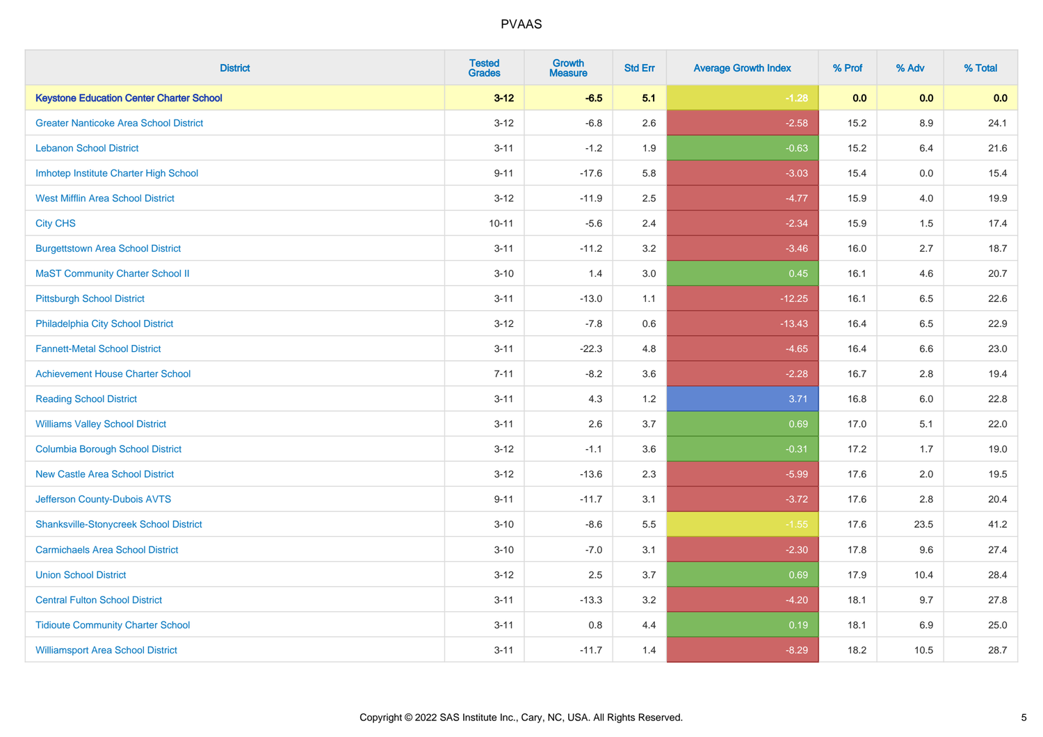# PVAAS

| District | Tested Grades | Growth Measure | Std Err | Average Growth Index | % Prof | % Adv | % Total |
|---|---|---|---|---|---|---|---|
| **Keystone Education Center Charter School** | **3-12** | **-6.5** | **5.1** | **-1.28** | **0.0** | **0.0** | **0.0** |
| Greater Nanticoke Area School District | 3-12 | -6.8 | 2.6 | -2.58 | 15.2 | 8.9 | 24.1 |
| Lebanon School District | 3-11 | -1.2 | 1.9 | -0.63 | 15.2 | 6.4 | 21.6 |
| Imhotep Institute Charter High School | 9-11 | -17.6 | 5.8 | -3.03 | 15.4 | 0.0 | 15.4 |
| West Mifflin Area School District | 3-12 | -11.9 | 2.5 | -4.77 | 15.9 | 4.0 | 19.9 |
| City CHS | 10-11 | -5.6 | 2.4 | -2.34 | 15.9 | 1.5 | 17.4 |
| Burgettstown Area School District | 3-11 | -11.2 | 3.2 | -3.46 | 16.0 | 2.7 | 18.7 |
| MaST Community Charter School II | 3-10 | 1.4 | 3.0 | 0.45 | 16.1 | 4.6 | 20.7 |
| Pittsburgh School District | 3-11 | -13.0 | 1.1 | -12.25 | 16.1 | 6.5 | 22.6 |
| Philadelphia City School District | 3-12 | -7.8 | 0.6 | -13.43 | 16.4 | 6.5 | 22.9 |
| Fannett-Metal School District | 3-11 | -22.3 | 4.8 | -4.65 | 16.4 | 6.6 | 23.0 |
| Achievement House Charter School | 7-11 | -8.2 | 3.6 | -2.28 | 16.7 | 2.8 | 19.4 |
| Reading School District | 3-11 | 4.3 | 1.2 | 3.71 | 16.8 | 6.0 | 22.8 |
| Williams Valley School District | 3-11 | 2.6 | 3.7 | 0.69 | 17.0 | 5.1 | 22.0 |
| Columbia Borough School District | 3-12 | -1.1 | 3.6 | -0.31 | 17.2 | 1.7 | 19.0 |
| New Castle Area School District | 3-12 | -13.6 | 2.3 | -5.99 | 17.6 | 2.0 | 19.5 |
| Jefferson County-Dubois AVTS | 9-11 | -11.7 | 3.1 | -3.72 | 17.6 | 2.8 | 20.4 |
| Shanksville-Stonycreek School District | 3-10 | -8.6 | 5.5 | -1.55 | 17.6 | 23.5 | 41.2 |
| Carmichaels Area School District | 3-10 | -7.0 | 3.1 | -2.30 | 17.8 | 9.6 | 27.4 |
| Union School District | 3-12 | 2.5 | 3.7 | 0.69 | 17.9 | 10.4 | 28.4 |
| Central Fulton School District | 3-11 | -13.3 | 3.2 | -4.20 | 18.1 | 9.7 | 27.8 |
| Tidioute Community Charter School | 3-11 | 0.8 | 4.4 | 0.19 | 18.1 | 6.9 | 25.0 |
| Williamsport Area School District | 3-11 | -11.7 | 1.4 | -8.29 | 18.2 | 10.5 | 28.7 |

Copyright © 2022 SAS Institute Inc., Cary, NC, USA. All Rights Reserved.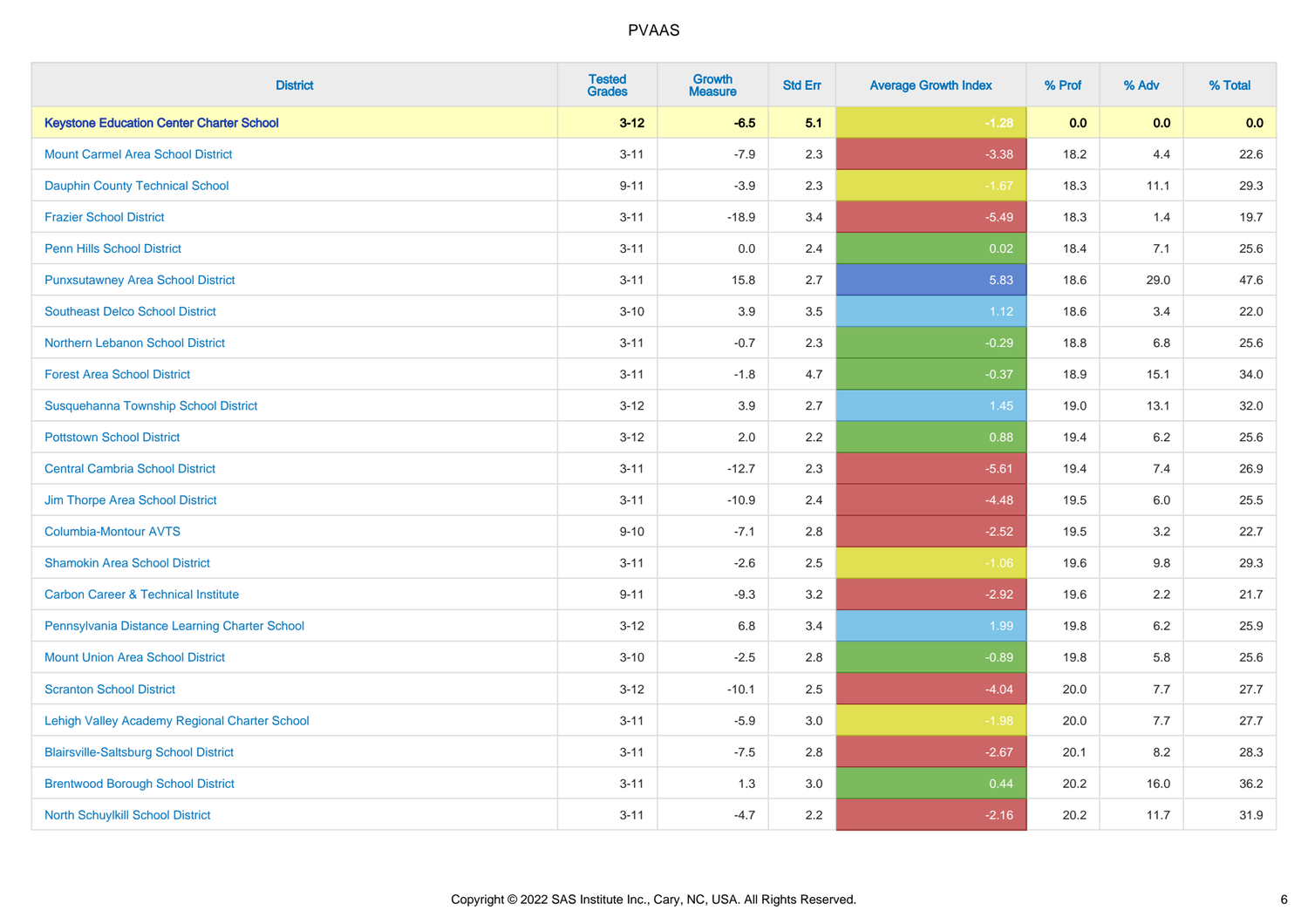# PVAAS

| District | Tested Grades | Growth Measure | Std Err | Average Growth Index | % Prof | % Adv | % Total |
|---|---|---|---|---|---|---|---|
| **Keystone Education Center Charter School** | **3-12** | **-6.5** | **5.1** | **-1.28** | **0.0** | **0.0** | **0.0** |
| Mount Carmel Area School District | 3-11 | -7.9 | 2.3 | -3.38 | 18.2 | 4.4 | 22.6 |
| Dauphin County Technical School | 9-11 | -3.9 | 2.3 | -1.67 | 18.3 | 11.1 | 29.3 |
| Frazier School District | 3-11 | -18.9 | 3.4 | -5.49 | 18.3 | 1.4 | 19.7 |
| Penn Hills School District | 3-11 | 0.0 | 2.4 | 0.02 | 18.4 | 7.1 | 25.6 |
| Punxsutawney Area School District | 3-11 | 15.8 | 2.7 | 5.83 | 18.6 | 29.0 | 47.6 |
| Southeast Delco School District | 3-10 | 3.9 | 3.5 | 1.12 | 18.6 | 3.4 | 22.0 |
| Northern Lebanon School District | 3-11 | -0.7 | 2.3 | -0.29 | 18.8 | 6.8 | 25.6 |
| Forest Area School District | 3-11 | -1.8 | 4.7 | -0.37 | 18.9 | 15.1 | 34.0 |
| Susquehanna Township School District | 3-12 | 3.9 | 2.7 | 1.45 | 19.0 | 13.1 | 32.0 |
| Pottstown School District | 3-12 | 2.0 | 2.2 | 0.88 | 19.4 | 6.2 | 25.6 |
| Central Cambria School District | 3-11 | -12.7 | 2.3 | -5.61 | 19.4 | 7.4 | 26.9 |
| Jim Thorpe Area School District | 3-11 | -10.9 | 2.4 | -4.48 | 19.5 | 6.0 | 25.5 |
| Columbia-Montour AVTS | 9-10 | -7.1 | 2.8 | -2.52 | 19.5 | 3.2 | 22.7 |
| Shamokin Area School District | 3-11 | -2.6 | 2.5 | -1.06 | 19.6 | 9.8 | 29.3 |
| Carbon Career & Technical Institute | 9-11 | -9.3 | 3.2 | -2.92 | 19.6 | 2.2 | 21.7 |
| Pennsylvania Distance Learning Charter School | 3-12 | 6.8 | 3.4 | 1.99 | 19.8 | 6.2 | 25.9 |
| Mount Union Area School District | 3-10 | -2.5 | 2.8 | -0.89 | 19.8 | 5.8 | 25.6 |
| Scranton School District | 3-12 | -10.1 | 2.5 | -4.04 | 20.0 | 7.7 | 27.7 |
| Lehigh Valley Academy Regional Charter School | 3-11 | -5.9 | 3.0 | -1.98 | 20.0 | 7.7 | 27.7 |
| Blairsville-Saltsburg School District | 3-11 | -7.5 | 2.8 | -2.67 | 20.1 | 8.2 | 28.3 |
| Brentwood Borough School District | 3-11 | 1.3 | 3.0 | 0.44 | 20.2 | 16.0 | 36.2 |
| North Schuylkill School District | 3-11 | -4.7 | 2.2 | -2.16 | 20.2 | 11.7 | 31.9 |

Copyright © 2022 SAS Institute Inc., Cary, NC, USA. All Rights Reserved.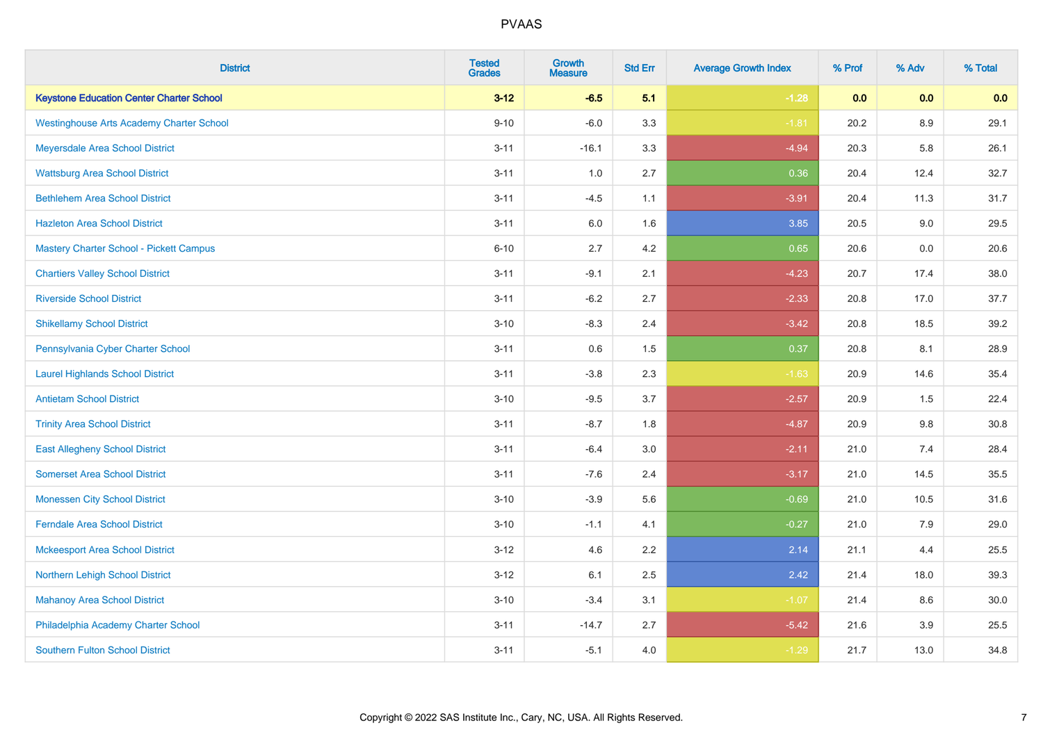# PVAAS

| District | Tested Grades | Growth Measure | Std Err | Average Growth Index | % Prof | % Adv | % Total |
|---|---|---|---|---|---|---|---|
| **Keystone Education Center Charter School** | **3-12** | **-6.5** | **5.1** | **-1.28** | **0.0** | **0.0** | **0.0** |
| Westinghouse Arts Academy Charter School | 9-10 | -6.0 | 3.3 | -1.81 | 20.2 | 8.9 | 29.1 |
| Meyersdale Area School District | 3-11 | -16.1 | 3.3 | -4.94 | 20.3 | 5.8 | 26.1 |
| Wattsburg Area School District | 3-11 | 1.0 | 2.7 | 0.36 | 20.4 | 12.4 | 32.7 |
| Bethlehem Area School District | 3-11 | -4.5 | 1.1 | -3.91 | 20.4 | 11.3 | 31.7 |
| Hazleton Area School District | 3-11 | 6.0 | 1.6 | 3.85 | 20.5 | 9.0 | 29.5 |
| Mastery Charter School - Pickett Campus | 6-10 | 2.7 | 4.2 | 0.65 | 20.6 | 0.0 | 20.6 |
| Chartiers Valley School District | 3-11 | -9.1 | 2.1 | -4.23 | 20.7 | 17.4 | 38.0 |
| Riverside School District | 3-11 | -6.2 | 2.7 | -2.33 | 20.8 | 17.0 | 37.7 |
| Shikellamy School District | 3-10 | -8.3 | 2.4 | -3.42 | 20.8 | 18.5 | 39.2 |
| Pennsylvania Cyber Charter School | 3-11 | 0.6 | 1.5 | 0.37 | 20.8 | 8.1 | 28.9 |
| Laurel Highlands School District | 3-11 | -3.8 | 2.3 | -1.63 | 20.9 | 14.6 | 35.4 |
| Antietam School District | 3-10 | -9.5 | 3.7 | -2.57 | 20.9 | 1.5 | 22.4 |
| Trinity Area School District | 3-11 | -8.7 | 1.8 | -4.87 | 20.9 | 9.8 | 30.8 |
| East Allegheny School District | 3-11 | -6.4 | 3.0 | -2.11 | 21.0 | 7.4 | 28.4 |
| Somerset Area School District | 3-11 | -7.6 | 2.4 | -3.17 | 21.0 | 14.5 | 35.5 |
| Monessen City School District | 3-10 | -3.9 | 5.6 | -0.69 | 21.0 | 10.5 | 31.6 |
| Ferndale Area School District | 3-10 | -1.1 | 4.1 | -0.27 | 21.0 | 7.9 | 29.0 |
| Mckeesport Area School District | 3-12 | 4.6 | 2.2 | 2.14 | 21.1 | 4.4 | 25.5 |
| Northern Lehigh School District | 3-12 | 6.1 | 2.5 | 2.42 | 21.4 | 18.0 | 39.3 |
| Mahanoy Area School District | 3-10 | -3.4 | 3.1 | -1.07 | 21.4 | 8.6 | 30.0 |
| Philadelphia Academy Charter School | 3-11 | -14.7 | 2.7 | -5.42 | 21.6 | 3.9 | 25.5 |
| Southern Fulton School District | 3-11 | -5.1 | 4.0 | -1.29 | 21.7 | 13.0 | 34.8 |

Copyright © 2022 SAS Institute Inc., Cary, NC, USA. All Rights Reserved.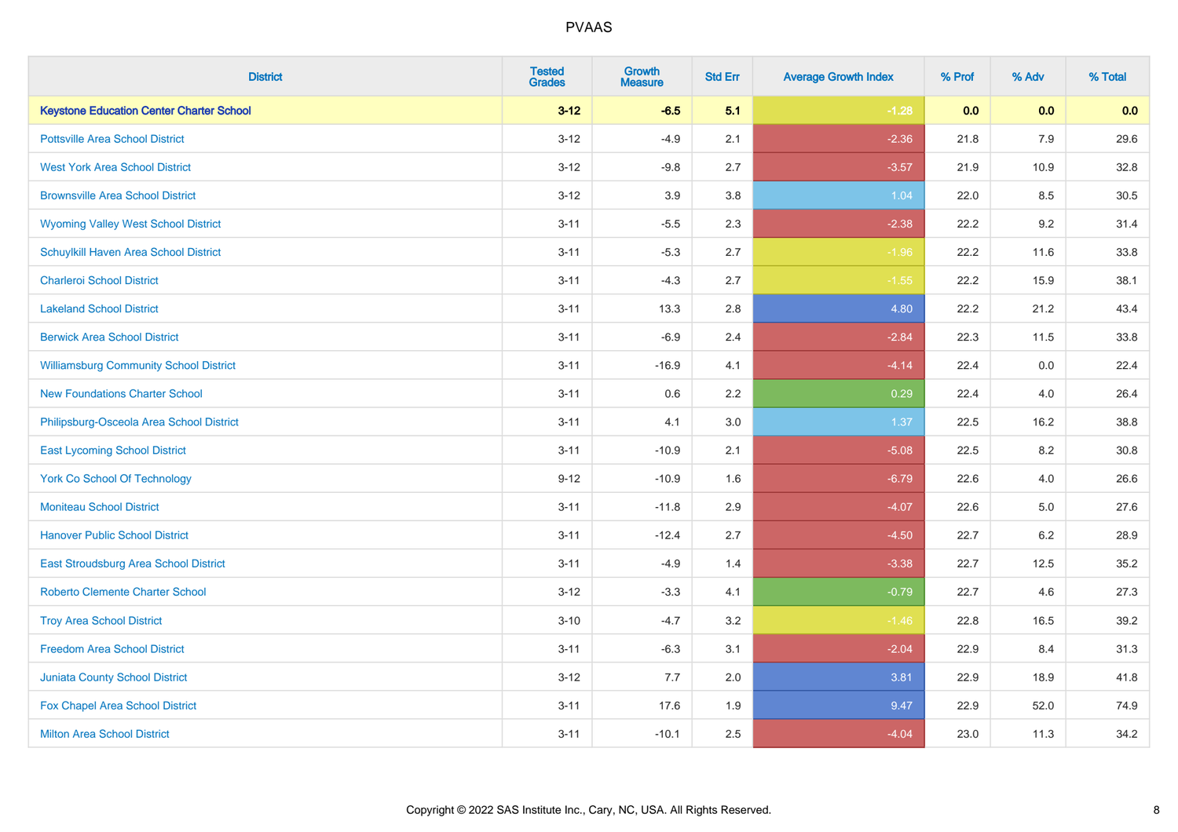# PVAAS

| District | Tested Grades | Growth Measure | Std Err | Average Growth Index | % Prof | % Adv | % Total |
|---|---|---|---|---|---|---|---|
| **Keystone Education Center Charter School** | **3-12** | **-6.5** | **5.1** | **-1.28** | **0.0** | **0.0** | **0.0** |
| Pottsville Area School District | 3-12 | -4.9 | 2.1 | -2.36 | 21.8 | 7.9 | 29.6 |
| West York Area School District | 3-12 | -9.8 | 2.7 | -3.57 | 21.9 | 10.9 | 32.8 |
| Brownsville Area School District | 3-12 | 3.9 | 3.8 | 1.04 | 22.0 | 8.5 | 30.5 |
| Wyoming Valley West School District | 3-11 | -5.5 | 2.3 | -2.38 | 22.2 | 9.2 | 31.4 |
| Schuylkill Haven Area School District | 3-11 | -5.3 | 2.7 | -1.96 | 22.2 | 11.6 | 33.8 |
| Charleroi School District | 3-11 | -4.3 | 2.7 | -1.55 | 22.2 | 15.9 | 38.1 |
| Lakeland School District | 3-11 | 13.3 | 2.8 | 4.80 | 22.2 | 21.2 | 43.4 |
| Berwick Area School District | 3-11 | -6.9 | 2.4 | -2.84 | 22.3 | 11.5 | 33.8 |
| Williamsburg Community School District | 3-11 | -16.9 | 4.1 | -4.14 | 22.4 | 0.0 | 22.4 |
| New Foundations Charter School | 3-11 | 0.6 | 2.2 | 0.29 | 22.4 | 4.0 | 26.4 |
| Philipsburg-Osceola Area School District | 3-11 | 4.1 | 3.0 | 1.37 | 22.5 | 16.2 | 38.8 |
| East Lycoming School District | 3-11 | -10.9 | 2.1 | -5.08 | 22.5 | 8.2 | 30.8 |
| York Co School Of Technology | 9-12 | -10.9 | 1.6 | -6.79 | 22.6 | 4.0 | 26.6 |
| Moniteau School District | 3-11 | -11.8 | 2.9 | -4.07 | 22.6 | 5.0 | 27.6 |
| Hanover Public School District | 3-11 | -12.4 | 2.7 | -4.50 | 22.7 | 6.2 | 28.9 |
| East Stroudsburg Area School District | 3-11 | -4.9 | 1.4 | -3.38 | 22.7 | 12.5 | 35.2 |
| Roberto Clemente Charter School | 3-12 | -3.3 | 4.1 | -0.79 | 22.7 | 4.6 | 27.3 |
| Troy Area School District | 3-10 | -4.7 | 3.2 | -1.46 | 22.8 | 16.5 | 39.2 |
| Freedom Area School District | 3-11 | -6.3 | 3.1 | -2.04 | 22.9 | 8.4 | 31.3 |
| Juniata County School District | 3-12 | 7.7 | 2.0 | 3.81 | 22.9 | 18.9 | 41.8 |
| Fox Chapel Area School District | 3-11 | 17.6 | 1.9 | 9.47 | 22.9 | 52.0 | 74.9 |
| Milton Area School District | 3-11 | -10.1 | 2.5 | -4.04 | 23.0 | 11.3 | 34.2 |

Copyright © 2022 SAS Institute Inc., Cary, NC, USA. All Rights Reserved.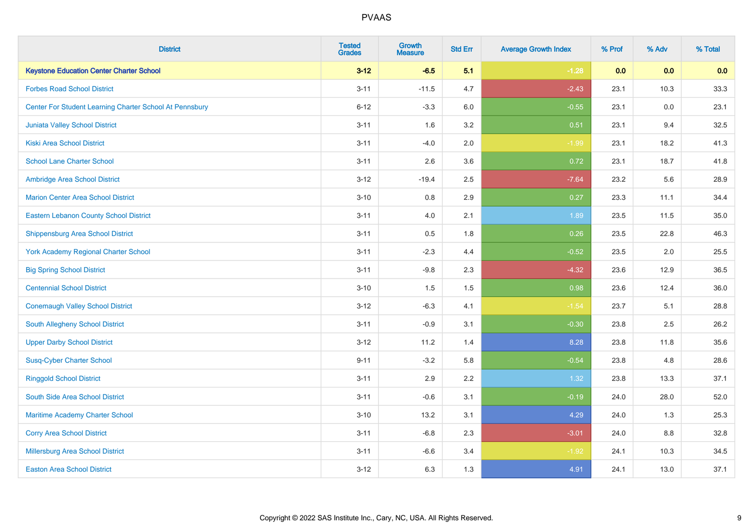# PVAAS

| District | Tested Grades | Growth Measure | Std Err | Average Growth Index | % Prof | % Adv | % Total |
|---|---|---|---|---|---|---|---|
| **Keystone Education Center Charter School** | **3-12** | **-6.5** | **5.1** | **-1.28** | **0.0** | **0.0** | **0.0** |
| Forbes Road School District | 3-11 | -11.5 | 4.7 | -2.43 | 23.1 | 10.3 | 33.3 |
| Center For Student Learning Charter School At Pennsbury | 6-12 | -3.3 | 6.0 | -0.55 | 23.1 | 0.0 | 23.1 |
| Juniata Valley School District | 3-11 | 1.6 | 3.2 | 0.51 | 23.1 | 9.4 | 32.5 |
| Kiski Area School District | 3-11 | -4.0 | 2.0 | -1.99 | 23.1 | 18.2 | 41.3 |
| School Lane Charter School | 3-11 | 2.6 | 3.6 | 0.72 | 23.1 | 18.7 | 41.8 |
| Ambridge Area School District | 3-12 | -19.4 | 2.5 | -7.64 | 23.2 | 5.6 | 28.9 |
| Marion Center Area School District | 3-10 | 0.8 | 2.9 | 0.27 | 23.3 | 11.1 | 34.4 |
| Eastern Lebanon County School District | 3-11 | 4.0 | 2.1 | 1.89 | 23.5 | 11.5 | 35.0 |
| Shippensburg Area School District | 3-11 | 0.5 | 1.8 | 0.26 | 23.5 | 22.8 | 46.3 |
| York Academy Regional Charter School | 3-11 | -2.3 | 4.4 | -0.52 | 23.5 | 2.0 | 25.5 |
| Big Spring School District | 3-11 | -9.8 | 2.3 | -4.32 | 23.6 | 12.9 | 36.5 |
| Centennial School District | 3-10 | 1.5 | 1.5 | 0.98 | 23.6 | 12.4 | 36.0 |
| Conemaugh Valley School District | 3-12 | -6.3 | 4.1 | -1.54 | 23.7 | 5.1 | 28.8 |
| South Allegheny School District | 3-11 | -0.9 | 3.1 | -0.30 | 23.8 | 2.5 | 26.2 |
| Upper Darby School District | 3-12 | 11.2 | 1.4 | 8.28 | 23.8 | 11.8 | 35.6 |
| Susq-Cyber Charter School | 9-11 | -3.2 | 5.8 | -0.54 | 23.8 | 4.8 | 28.6 |
| Ringgold School District | 3-11 | 2.9 | 2.2 | 1.32 | 23.8 | 13.3 | 37.1 |
| South Side Area School District | 3-11 | -0.6 | 3.1 | -0.19 | 24.0 | 28.0 | 52.0 |
| Maritime Academy Charter School | 3-10 | 13.2 | 3.1 | 4.29 | 24.0 | 1.3 | 25.3 |
| Corry Area School District | 3-11 | -6.8 | 2.3 | -3.01 | 24.0 | 8.8 | 32.8 |
| Millersburg Area School District | 3-11 | -6.6 | 3.4 | -1.92 | 24.1 | 10.3 | 34.5 |
| Easton Area School District | 3-12 | 6.3 | 1.3 | 4.91 | 24.1 | 13.0 | 37.1 |

Copyright © 2022 SAS Institute Inc., Cary, NC, USA. All Rights Reserved.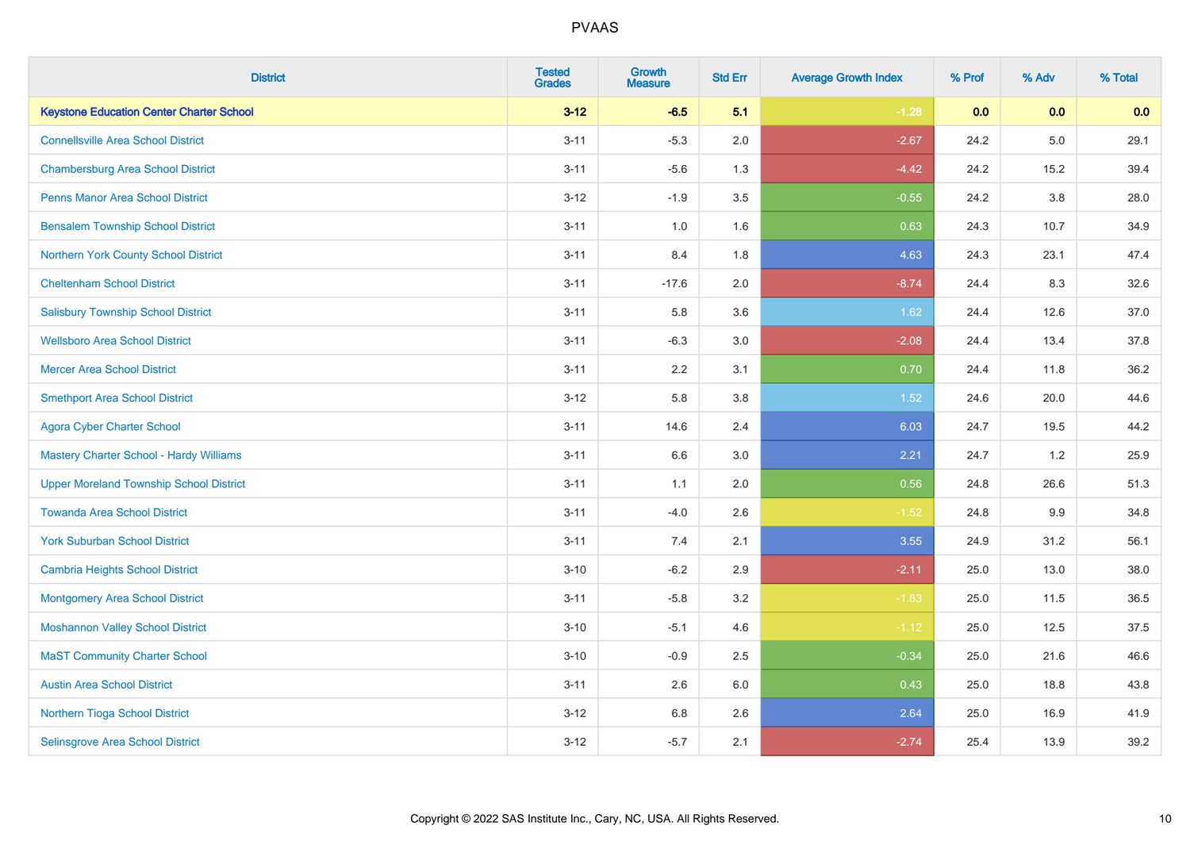# PVAAS

| District | Tested Grades | Growth Measure | Std Err | Average Growth Index | % Prof | % Adv | % Total |
|---|---|---|---|---|---|---|---|
| **Keystone Education Center Charter School** | **3-12** | **-6.5** | **5.1** | **-1.28** | **0.0** | **0.0** | **0.0** |
| Connellsville Area School District | 3-11 | -5.3 | 2.0 | -2.67 | 24.2 | 5.0 | 29.1 |
| Chambersburg Area School District | 3-11 | -5.6 | 1.3 | -4.42 | 24.2 | 15.2 | 39.4 |
| Penns Manor Area School District | 3-12 | -1.9 | 3.5 | -0.55 | 24.2 | 3.8 | 28.0 |
| Bensalem Township School District | 3-11 | 1.0 | 1.6 | 0.63 | 24.3 | 10.7 | 34.9 |
| Northern York County School District | 3-11 | 8.4 | 1.8 | 4.63 | 24.3 | 23.1 | 47.4 |
| Cheltenham School District | 3-11 | -17.6 | 2.0 | -8.74 | 24.4 | 8.3 | 32.6 |
| Salisbury Township School District | 3-11 | 5.8 | 3.6 | 1.62 | 24.4 | 12.6 | 37.0 |
| Wellsboro Area School District | 3-11 | -6.3 | 3.0 | -2.08 | 24.4 | 13.4 | 37.8 |
| Mercer Area School District | 3-11 | 2.2 | 3.1 | 0.70 | 24.4 | 11.8 | 36.2 |
| Smethport Area School District | 3-12 | 5.8 | 3.8 | 1.52 | 24.6 | 20.0 | 44.6 |
| Agora Cyber Charter School | 3-11 | 14.6 | 2.4 | 6.03 | 24.7 | 19.5 | 44.2 |
| Mastery Charter School - Hardy Williams | 3-11 | 6.6 | 3.0 | 2.21 | 24.7 | 1.2 | 25.9 |
| Upper Moreland Township School District | 3-11 | 1.1 | 2.0 | 0.56 | 24.8 | 26.6 | 51.3 |
| Towanda Area School District | 3-11 | -4.0 | 2.6 | -1.52 | 24.8 | 9.9 | 34.8 |
| York Suburban School District | 3-11 | 7.4 | 2.1 | 3.55 | 24.9 | 31.2 | 56.1 |
| Cambria Heights School District | 3-10 | -6.2 | 2.9 | -2.11 | 25.0 | 13.0 | 38.0 |
| Montgomery Area School District | 3-11 | -5.8 | 3.2 | -1.83 | 25.0 | 11.5 | 36.5 |
| Moshannon Valley School District | 3-10 | -5.1 | 4.6 | -1.12 | 25.0 | 12.5 | 37.5 |
| MaST Community Charter School | 3-10 | -0.9 | 2.5 | -0.34 | 25.0 | 21.6 | 46.6 |
| Austin Area School District | 3-11 | 2.6 | 6.0 | 0.43 | 25.0 | 18.8 | 43.8 |
| Northern Tioga School District | 3-12 | 6.8 | 2.6 | 2.64 | 25.0 | 16.9 | 41.9 |
| Selinsgrove Area School District | 3-12 | -5.7 | 2.1 | -2.74 | 25.4 | 13.9 | 39.2 |

Copyright © 2022 SAS Institute Inc., Cary, NC, USA. All Rights Reserved.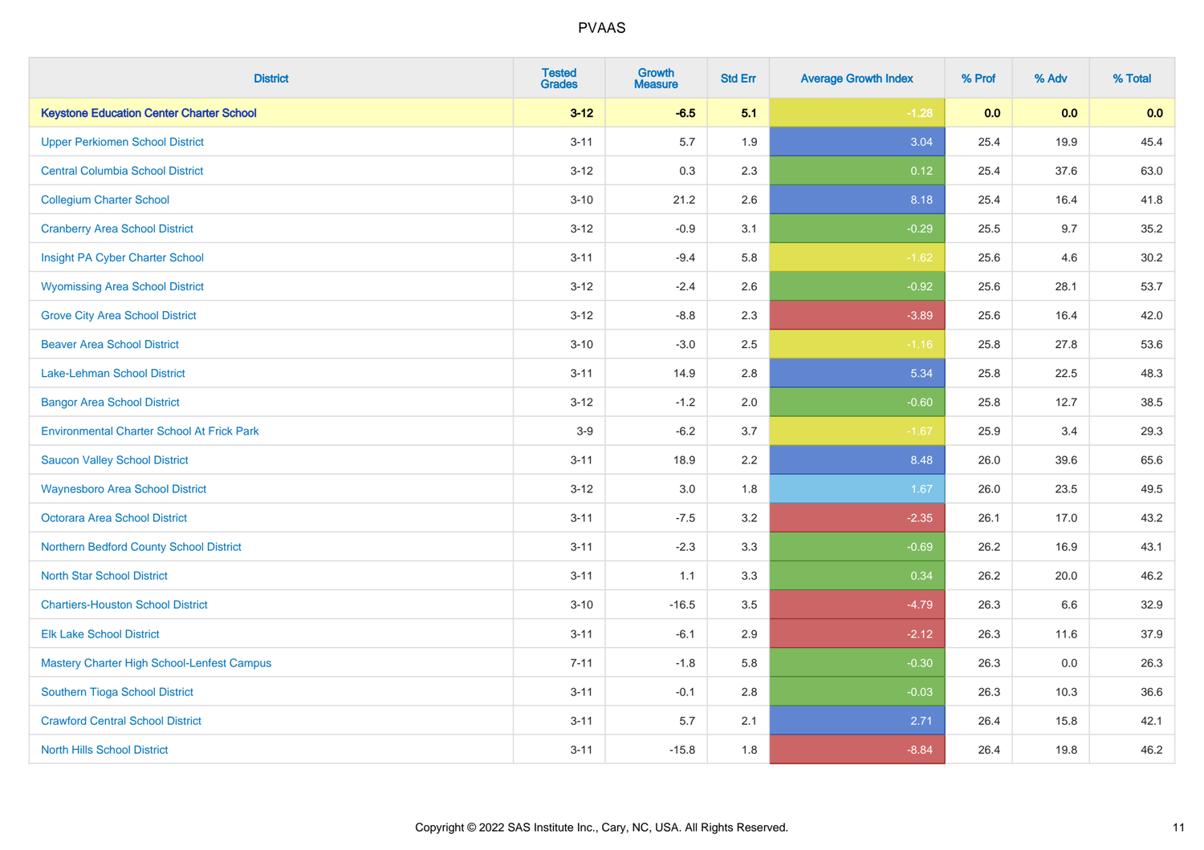# PVAAS

| District | Tested Grades | Growth Measure | Std Err | Average Growth Index | % Prof | % Adv | % Total |
|---|---|---|---|---|---|---|---|
| **Keystone Education Center Charter School** | **3-12** | **-6.5** | **5.1** | **-1.28** | **0.0** | **0.0** | **0.0** |
| Upper Perkiomen School District | 3-11 | 5.7 | 1.9 | 3.04 | 25.4 | 19.9 | 45.4 |
| Central Columbia School District | 3-12 | 0.3 | 2.3 | 0.12 | 25.4 | 37.6 | 63.0 |
| Collegium Charter School | 3-10 | 21.2 | 2.6 | 8.18 | 25.4 | 16.4 | 41.8 |
| Cranberry Area School District | 3-12 | -0.9 | 3.1 | -0.29 | 25.5 | 9.7 | 35.2 |
| Insight PA Cyber Charter School | 3-11 | -9.4 | 5.8 | -1.62 | 25.6 | 4.6 | 30.2 |
| Wyomissing Area School District | 3-12 | -2.4 | 2.6 | -0.92 | 25.6 | 28.1 | 53.7 |
| Grove City Area School District | 3-12 | -8.8 | 2.3 | -3.89 | 25.6 | 16.4 | 42.0 |
| Beaver Area School District | 3-10 | -3.0 | 2.5 | -1.16 | 25.8 | 27.8 | 53.6 |
| Lake-Lehman School District | 3-11 | 14.9 | 2.8 | 5.34 | 25.8 | 22.5 | 48.3 |
| Bangor Area School District | 3-12 | -1.2 | 2.0 | -0.60 | 25.8 | 12.7 | 38.5 |
| Environmental Charter School At Frick Park | 3-9 | -6.2 | 3.7 | -1.67 | 25.9 | 3.4 | 29.3 |
| Saucon Valley School District | 3-11 | 18.9 | 2.2 | 8.48 | 26.0 | 39.6 | 65.6 |
| Waynesboro Area School District | 3-12 | 3.0 | 1.8 | 1.67 | 26.0 | 23.5 | 49.5 |
| Octorara Area School District | 3-11 | -7.5 | 3.2 | -2.35 | 26.1 | 17.0 | 43.2 |
| Northern Bedford County School District | 3-11 | -2.3 | 3.3 | -0.69 | 26.2 | 16.9 | 43.1 |
| North Star School District | 3-11 | 1.1 | 3.3 | 0.34 | 26.2 | 20.0 | 46.2 |
| Chartiers-Houston School District | 3-10 | -16.5 | 3.5 | -4.79 | 26.3 | 6.6 | 32.9 |
| Elk Lake School District | 3-11 | -6.1 | 2.9 | -2.12 | 26.3 | 11.6 | 37.9 |
| Mastery Charter High School-Lenfest Campus | 7-11 | -1.8 | 5.8 | -0.30 | 26.3 | 0.0 | 26.3 |
| Southern Tioga School District | 3-11 | -0.1 | 2.8 | -0.03 | 26.3 | 10.3 | 36.6 |
| Crawford Central School District | 3-11 | 5.7 | 2.1 | 2.71 | 26.4 | 15.8 | 42.1 |
| North Hills School District | 3-11 | -15.8 | 1.8 | -8.84 | 26.4 | 19.8 | 46.2 |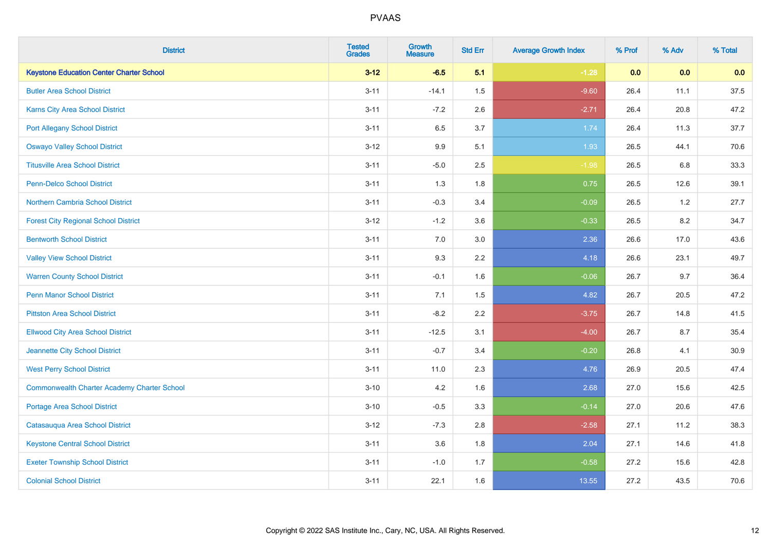# PVAAS

| District | Tested Grades | Growth Measure | Std Err | Average Growth Index | % Prof | % Adv | % Total |
|---|---|---|---|---|---|---|---|
| **Keystone Education Center Charter School** | **3-12** | **-6.5** | **5.1** | **-1.28** | **0.0** | **0.0** | **0.0** |
| Butler Area School District | 3-11 | -14.1 | 1.5 | -9.60 | 26.4 | 11.1 | 37.5 |
| Karns City Area School District | 3-11 | -7.2 | 2.6 | -2.71 | 26.4 | 20.8 | 47.2 |
| Port Allegany School District | 3-11 | 6.5 | 3.7 | 1.74 | 26.4 | 11.3 | 37.7 |
| Oswayo Valley School District | 3-12 | 9.9 | 5.1 | 1.93 | 26.5 | 44.1 | 70.6 |
| Titusville Area School District | 3-11 | -5.0 | 2.5 | -1.98 | 26.5 | 6.8 | 33.3 |
| Penn-Delco School District | 3-11 | 1.3 | 1.8 | 0.75 | 26.5 | 12.6 | 39.1 |
| Northern Cambria School District | 3-11 | -0.3 | 3.4 | -0.09 | 26.5 | 1.2 | 27.7 |
| Forest City Regional School District | 3-12 | -1.2 | 3.6 | -0.33 | 26.5 | 8.2 | 34.7 |
| Bentworth School District | 3-11 | 7.0 | 3.0 | 2.36 | 26.6 | 17.0 | 43.6 |
| Valley View School District | 3-11 | 9.3 | 2.2 | 4.18 | 26.6 | 23.1 | 49.7 |
| Warren County School District | 3-11 | -0.1 | 1.6 | -0.06 | 26.7 | 9.7 | 36.4 |
| Penn Manor School District | 3-11 | 7.1 | 1.5 | 4.82 | 26.7 | 20.5 | 47.2 |
| Pittston Area School District | 3-11 | -8.2 | 2.2 | -3.75 | 26.7 | 14.8 | 41.5 |
| Ellwood City Area School District | 3-11 | -12.5 | 3.1 | -4.00 | 26.7 | 8.7 | 35.4 |
| Jeannette City School District | 3-11 | -0.7 | 3.4 | -0.20 | 26.8 | 4.1 | 30.9 |
| West Perry School District | 3-11 | 11.0 | 2.3 | 4.76 | 26.9 | 20.5 | 47.4 |
| Commonwealth Charter Academy Charter School | 3-10 | 4.2 | 1.6 | 2.68 | 27.0 | 15.6 | 42.5 |
| Portage Area School District | 3-10 | -0.5 | 3.3 | -0.14 | 27.0 | 20.6 | 47.6 |
| Catasauqua Area School District | 3-12 | -7.3 | 2.8 | -2.58 | 27.1 | 11.2 | 38.3 |
| Keystone Central School District | 3-11 | 3.6 | 1.8 | 2.04 | 27.1 | 14.6 | 41.8 |
| Exeter Township School District | 3-11 | -1.0 | 1.7 | -0.58 | 27.2 | 15.6 | 42.8 |
| Colonial School District | 3-11 | 22.1 | 1.6 | 13.55 | 27.2 | 43.5 | 70.6 |

Copyright © 2022 SAS Institute Inc., Cary, NC, USA. All Rights Reserved.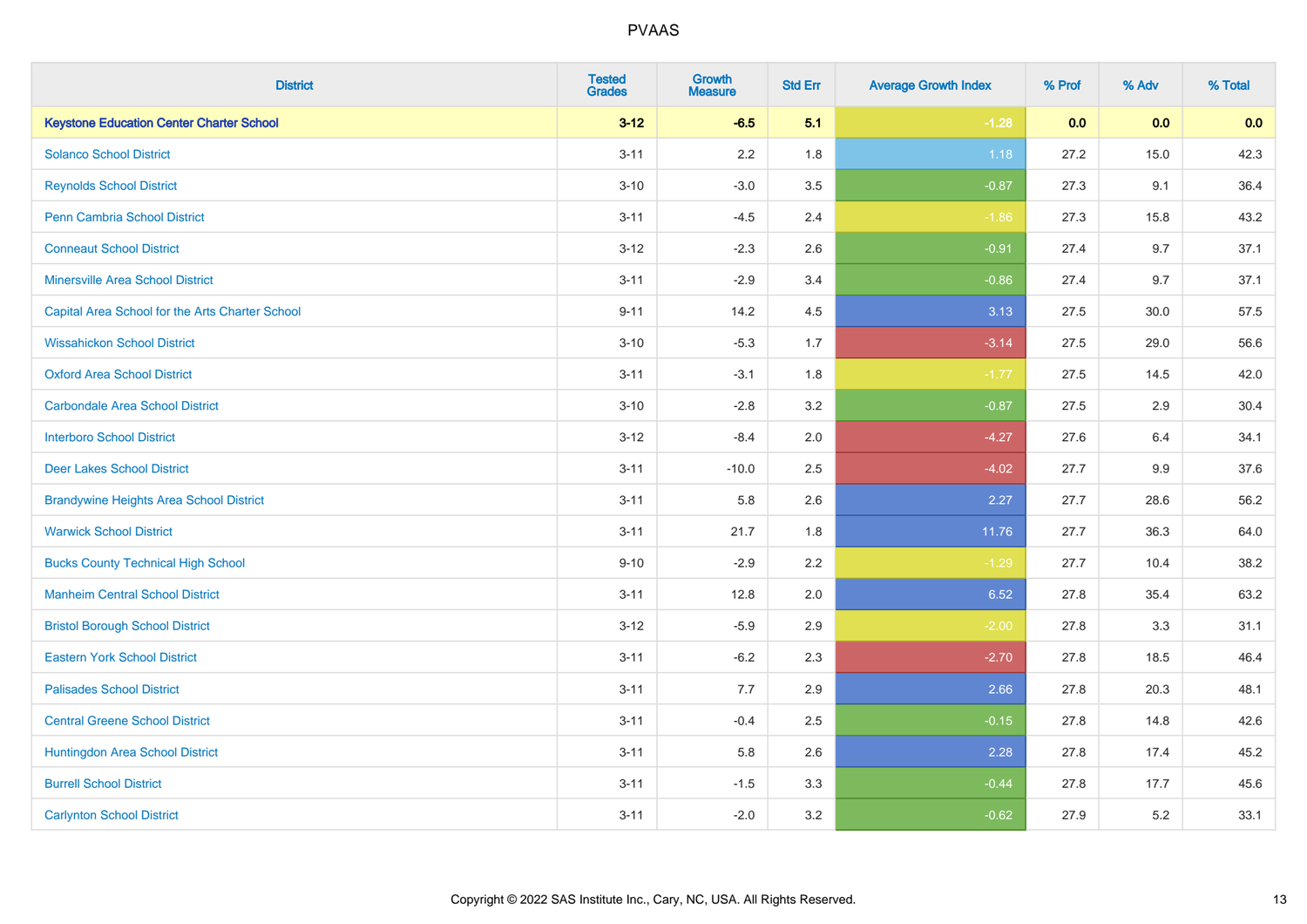# PVAAS

| District | Tested Grades | Growth Measure | Std Err | Average Growth Index | % Prof | % Adv | % Total |
|---|---|---|---|---|---|---|---|
| **Keystone Education Center Charter School** | **3-12** | **-6.5** | **5.1** | **-1.28** | **0.0** | **0.0** | **0.0** |
| Solanco School District | 3-11 | 2.2 | 1.8 | 1.18 | 27.2 | 15.0 | 42.3 |
| Reynolds School District | 3-10 | -3.0 | 3.5 | -0.87 | 27.3 | 9.1 | 36.4 |
| Penn Cambria School District | 3-11 | -4.5 | 2.4 | -1.86 | 27.3 | 15.8 | 43.2 |
| Conneaut School District | 3-12 | -2.3 | 2.6 | -0.91 | 27.4 | 9.7 | 37.1 |
| Minersville Area School District | 3-11 | -2.9 | 3.4 | -0.86 | 27.4 | 9.7 | 37.1 |
| Capital Area School for the Arts Charter School | 9-11 | 14.2 | 4.5 | 3.13 | 27.5 | 30.0 | 57.5 |
| Wissahickon School District | 3-10 | -5.3 | 1.7 | -3.14 | 27.5 | 29.0 | 56.6 |
| Oxford Area School District | 3-11 | -3.1 | 1.8 | -1.77 | 27.5 | 14.5 | 42.0 |
| Carbondale Area School District | 3-10 | -2.8 | 3.2 | -0.87 | 27.5 | 2.9 | 30.4 |
| Interboro School District | 3-12 | -8.4 | 2.0 | -4.27 | 27.6 | 6.4 | 34.1 |
| Deer Lakes School District | 3-11 | -10.0 | 2.5 | -4.02 | 27.7 | 9.9 | 37.6 |
| Brandywine Heights Area School District | 3-11 | 5.8 | 2.6 | 2.27 | 27.7 | 28.6 | 56.2 |
| Warwick School District | 3-11 | 21.7 | 1.8 | 11.76 | 27.7 | 36.3 | 64.0 |
| Bucks County Technical High School | 9-10 | -2.9 | 2.2 | -1.29 | 27.7 | 10.4 | 38.2 |
| Manheim Central School District | 3-11 | 12.8 | 2.0 | 6.52 | 27.8 | 35.4 | 63.2 |
| Bristol Borough School District | 3-12 | -5.9 | 2.9 | -2.00 | 27.8 | 3.3 | 31.1 |
| Eastern York School District | 3-11 | -6.2 | 2.3 | -2.70 | 27.8 | 18.5 | 46.4 |
| Palisades School District | 3-11 | 7.7 | 2.9 | 2.66 | 27.8 | 20.3 | 48.1 |
| Central Greene School District | 3-11 | -0.4 | 2.5 | -0.15 | 27.8 | 14.8 | 42.6 |
| Huntingdon Area School District | 3-11 | 5.8 | 2.6 | 2.28 | 27.8 | 17.4 | 45.2 |
| Burrell School District | 3-11 | -1.5 | 3.3 | -0.44 | 27.8 | 17.7 | 45.6 |
| Carlynton School District | 3-11 | -2.0 | 3.2 | -0.62 | 27.9 | 5.2 | 33.1 |

Copyright © 2022 SAS Institute Inc., Cary, NC, USA. All Rights Reserved.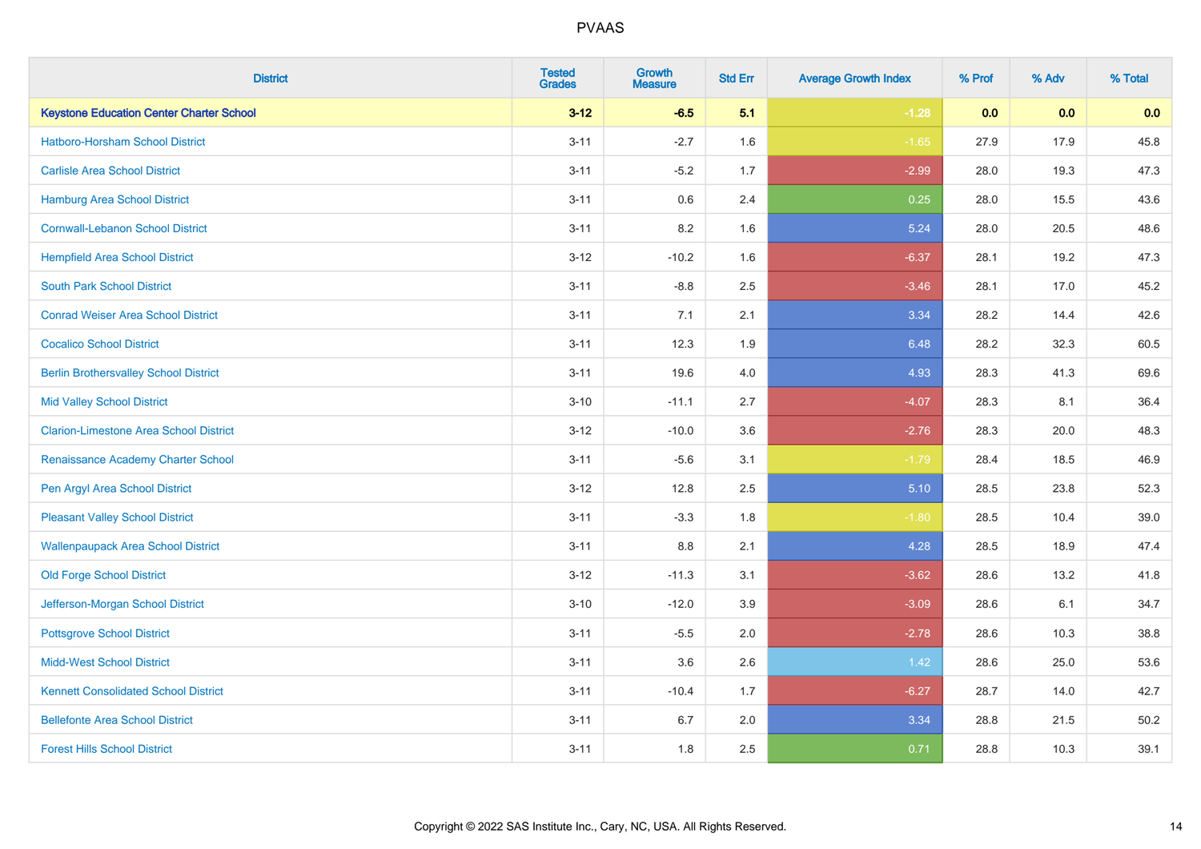# PVAAS

| District | Tested Grades | Growth Measure | Std Err | Average Growth Index | % Prof | % Adv | % Total |
|---|---|---|---|---|---|---|---|
| **Keystone Education Center Charter School** | **3-12** | **-6.5** | **5.1** | **-1.28** | **0.0** | **0.0** | **0.0** |
| Hatboro-Horsham School District | 3-11 | -2.7 | 1.6 | -1.65 | 27.9 | 17.9 | 45.8 |
| Carlisle Area School District | 3-11 | -5.2 | 1.7 | -2.99 | 28.0 | 19.3 | 47.3 |
| Hamburg Area School District | 3-11 | 0.6 | 2.4 | 0.25 | 28.0 | 15.5 | 43.6 |
| Cornwall-Lebanon School District | 3-11 | 8.2 | 1.6 | 5.24 | 28.0 | 20.5 | 48.6 |
| Hempfield Area School District | 3-12 | -10.2 | 1.6 | -6.37 | 28.1 | 19.2 | 47.3 |
| South Park School District | 3-11 | -8.8 | 2.5 | -3.46 | 28.1 | 17.0 | 45.2 |
| Conrad Weiser Area School District | 3-11 | 7.1 | 2.1 | 3.34 | 28.2 | 14.4 | 42.6 |
| Cocalico School District | 3-11 | 12.3 | 1.9 | 6.48 | 28.2 | 32.3 | 60.5 |
| Berlin Brothersvalley School District | 3-11 | 19.6 | 4.0 | 4.93 | 28.3 | 41.3 | 69.6 |
| Mid Valley School District | 3-10 | -11.1 | 2.7 | -4.07 | 28.3 | 8.1 | 36.4 |
| Clarion-Limestone Area School District | 3-12 | -10.0 | 3.6 | -2.76 | 28.3 | 20.0 | 48.3 |
| Renaissance Academy Charter School | 3-11 | -5.6 | 3.1 | -1.79 | 28.4 | 18.5 | 46.9 |
| Pen Argyl Area School District | 3-12 | 12.8 | 2.5 | 5.10 | 28.5 | 23.8 | 52.3 |
| Pleasant Valley School District | 3-11 | -3.3 | 1.8 | -1.80 | 28.5 | 10.4 | 39.0 |
| Wallenpaupack Area School District | 3-11 | 8.8 | 2.1 | 4.28 | 28.5 | 18.9 | 47.4 |
| Old Forge School District | 3-12 | -11.3 | 3.1 | -3.62 | 28.6 | 13.2 | 41.8 |
| Jefferson-Morgan School District | 3-10 | -12.0 | 3.9 | -3.09 | 28.6 | 6.1 | 34.7 |
| Pottsgrove School District | 3-11 | -5.5 | 2.0 | -2.78 | 28.6 | 10.3 | 38.8 |
| Midd-West School District | 3-11 | 3.6 | 2.6 | 1.42 | 28.6 | 25.0 | 53.6 |
| Kennett Consolidated School District | 3-11 | -10.4 | 1.7 | -6.27 | 28.7 | 14.0 | 42.7 |
| Bellefonte Area School District | 3-11 | 6.7 | 2.0 | 3.34 | 28.8 | 21.5 | 50.2 |
| Forest Hills School District | 3-11 | 1.8 | 2.5 | 0.71 | 28.8 | 10.3 | 39.1 |

Copyright © 2022 SAS Institute Inc., Cary, NC, USA. All Rights Reserved.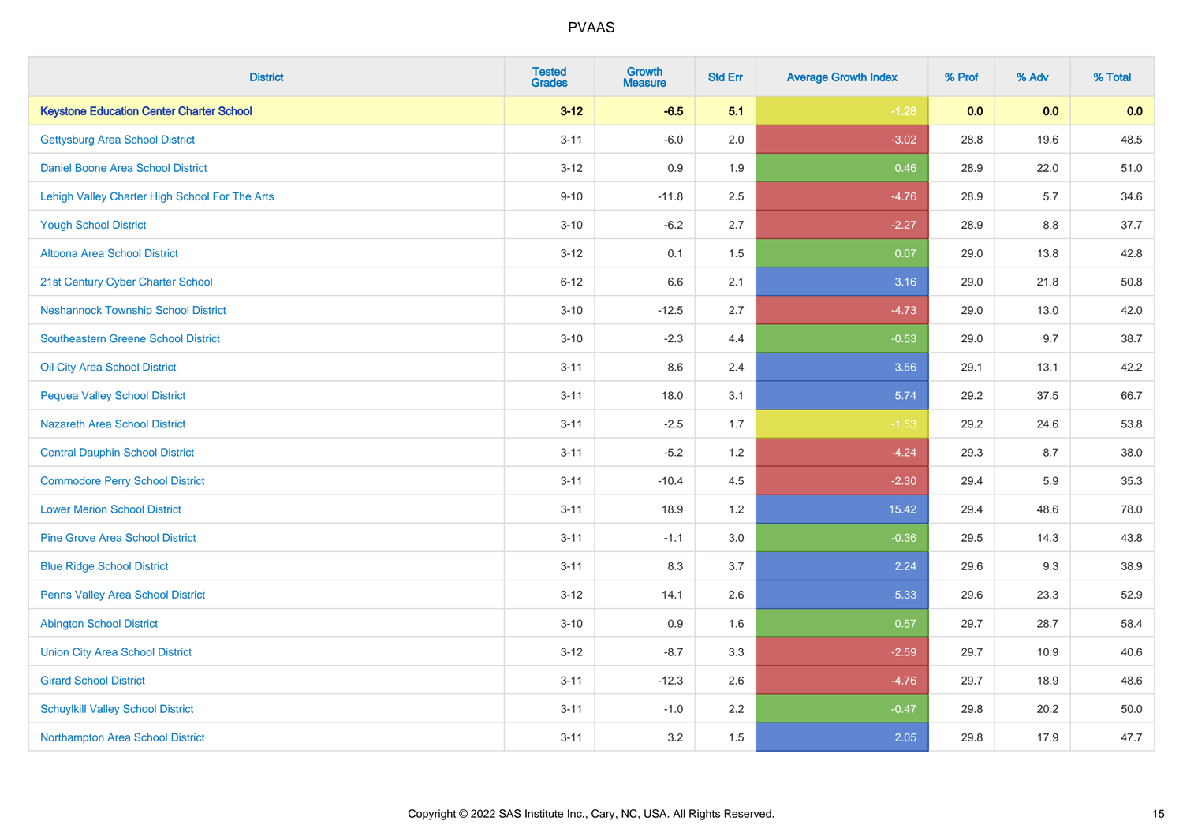# PVAAS

| District | Tested Grades | Growth Measure | Std Err | Average Growth Index | % Prof | % Adv | % Total |
|---|---|---|---|---|---|---|---|
| **Keystone Education Center Charter School** | **3-12** | **-6.5** | **5.1** | **-1.28** | **0.0** | **0.0** | **0.0** |
| Gettysburg Area School District | 3-11 | -6.0 | 2.0 | -3.02 | 28.8 | 19.6 | 48.5 |
| Daniel Boone Area School District | 3-12 | 0.9 | 1.9 | 0.46 | 28.9 | 22.0 | 51.0 |
| Lehigh Valley Charter High School For The Arts | 9-10 | -11.8 | 2.5 | -4.76 | 28.9 | 5.7 | 34.6 |
| Yough School District | 3-10 | -6.2 | 2.7 | -2.27 | 28.9 | 8.8 | 37.7 |
| Altoona Area School District | 3-12 | 0.1 | 1.5 | 0.07 | 29.0 | 13.8 | 42.8 |
| 21st Century Cyber Charter School | 6-12 | 6.6 | 2.1 | 3.16 | 29.0 | 21.8 | 50.8 |
| Neshannock Township School District | 3-10 | -12.5 | 2.7 | -4.73 | 29.0 | 13.0 | 42.0 |
| Southeastern Greene School District | 3-10 | -2.3 | 4.4 | -0.53 | 29.0 | 9.7 | 38.7 |
| Oil City Area School District | 3-11 | 8.6 | 2.4 | 3.56 | 29.1 | 13.1 | 42.2 |
| Pequea Valley School District | 3-11 | 18.0 | 3.1 | 5.74 | 29.2 | 37.5 | 66.7 |
| Nazareth Area School District | 3-11 | -2.5 | 1.7 | -1.53 | 29.2 | 24.6 | 53.8 |
| Central Dauphin School District | 3-11 | -5.2 | 1.2 | -4.24 | 29.3 | 8.7 | 38.0 |
| Commodore Perry School District | 3-11 | -10.4 | 4.5 | -2.30 | 29.4 | 5.9 | 35.3 |
| Lower Merion School District | 3-11 | 18.9 | 1.2 | 15.42 | 29.4 | 48.6 | 78.0 |
| Pine Grove Area School District | 3-11 | -1.1 | 3.0 | -0.36 | 29.5 | 14.3 | 43.8 |
| Blue Ridge School District | 3-11 | 8.3 | 3.7 | 2.24 | 29.6 | 9.3 | 38.9 |
| Penns Valley Area School District | 3-12 | 14.1 | 2.6 | 5.33 | 29.6 | 23.3 | 52.9 |
| Abington School District | 3-10 | 0.9 | 1.6 | 0.57 | 29.7 | 28.7 | 58.4 |
| Union City Area School District | 3-12 | -8.7 | 3.3 | -2.59 | 29.7 | 10.9 | 40.6 |
| Girard School District | 3-11 | -12.3 | 2.6 | -4.76 | 29.7 | 18.9 | 48.6 |
| Schuylkill Valley School District | 3-11 | -1.0 | 2.2 | -0.47 | 29.8 | 20.2 | 50.0 |
| Northampton Area School District | 3-11 | 3.2 | 1.5 | 2.05 | 29.8 | 17.9 | 47.7 |

Copyright © 2022 SAS Institute Inc., Cary, NC, USA. All Rights Reserved.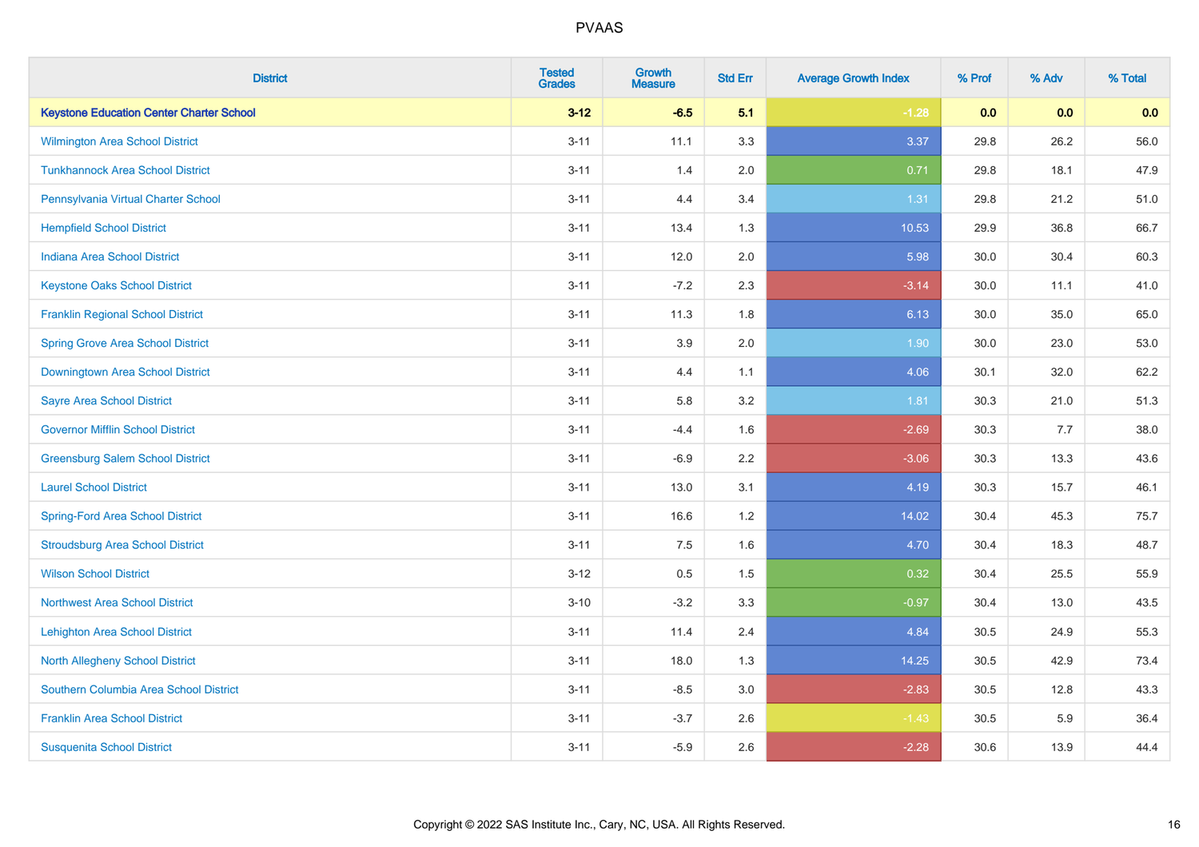# PVAAS

| District | Tested Grades | Growth Measure | Std Err | Average Growth Index | % Prof | % Adv | % Total |
|---|---|---|---|---|---|---|---|
| **Keystone Education Center Charter School** | **3-12** | **-6.5** | **5.1** | **-1.28** | **0.0** | **0.0** | **0.0** |
| Wilmington Area School District | 3-11 | 11.1 | 3.3 | 3.37 | 29.8 | 26.2 | 56.0 |
| Tunkhannock Area School District | 3-11 | 1.4 | 2.0 | 0.71 | 29.8 | 18.1 | 47.9 |
| Pennsylvania Virtual Charter School | 3-11 | 4.4 | 3.4 | 1.31 | 29.8 | 21.2 | 51.0 |
| Hempfield School District | 3-11 | 13.4 | 1.3 | 10.53 | 29.9 | 36.8 | 66.7 |
| Indiana Area School District | 3-11 | 12.0 | 2.0 | 5.98 | 30.0 | 30.4 | 60.3 |
| Keystone Oaks School District | 3-11 | -7.2 | 2.3 | -3.14 | 30.0 | 11.1 | 41.0 |
| Franklin Regional School District | 3-11 | 11.3 | 1.8 | 6.13 | 30.0 | 35.0 | 65.0 |
| Spring Grove Area School District | 3-11 | 3.9 | 2.0 | 1.90 | 30.0 | 23.0 | 53.0 |
| Downingtown Area School District | 3-11 | 4.4 | 1.1 | 4.06 | 30.1 | 32.0 | 62.2 |
| Sayre Area School District | 3-11 | 5.8 | 3.2 | 1.81 | 30.3 | 21.0 | 51.3 |
| Governor Mifflin School District | 3-11 | -4.4 | 1.6 | -2.69 | 30.3 | 7.7 | 38.0 |
| Greensburg Salem School District | 3-11 | -6.9 | 2.2 | -3.06 | 30.3 | 13.3 | 43.6 |
| Laurel School District | 3-11 | 13.0 | 3.1 | 4.19 | 30.3 | 15.7 | 46.1 |
| Spring-Ford Area School District | 3-11 | 16.6 | 1.2 | 14.02 | 30.4 | 45.3 | 75.7 |
| Stroudsburg Area School District | 3-11 | 7.5 | 1.6 | 4.70 | 30.4 | 18.3 | 48.7 |
| Wilson School District | 3-12 | 0.5 | 1.5 | 0.32 | 30.4 | 25.5 | 55.9 |
| Northwest Area School District | 3-10 | -3.2 | 3.3 | -0.97 | 30.4 | 13.0 | 43.5 |
| Lehighton Area School District | 3-11 | 11.4 | 2.4 | 4.84 | 30.5 | 24.9 | 55.3 |
| North Allegheny School District | 3-11 | 18.0 | 1.3 | 14.25 | 30.5 | 42.9 | 73.4 |
| Southern Columbia Area School District | 3-11 | -8.5 | 3.0 | -2.83 | 30.5 | 12.8 | 43.3 |
| Franklin Area School District | 3-11 | -3.7 | 2.6 | -1.43 | 30.5 | 5.9 | 36.4 |
| Susquenita School District | 3-11 | -5.9 | 2.6 | -2.28 | 30.6 | 13.9 | 44.4 |

Copyright © 2022 SAS Institute Inc., Cary, NC, USA. All Rights Reserved.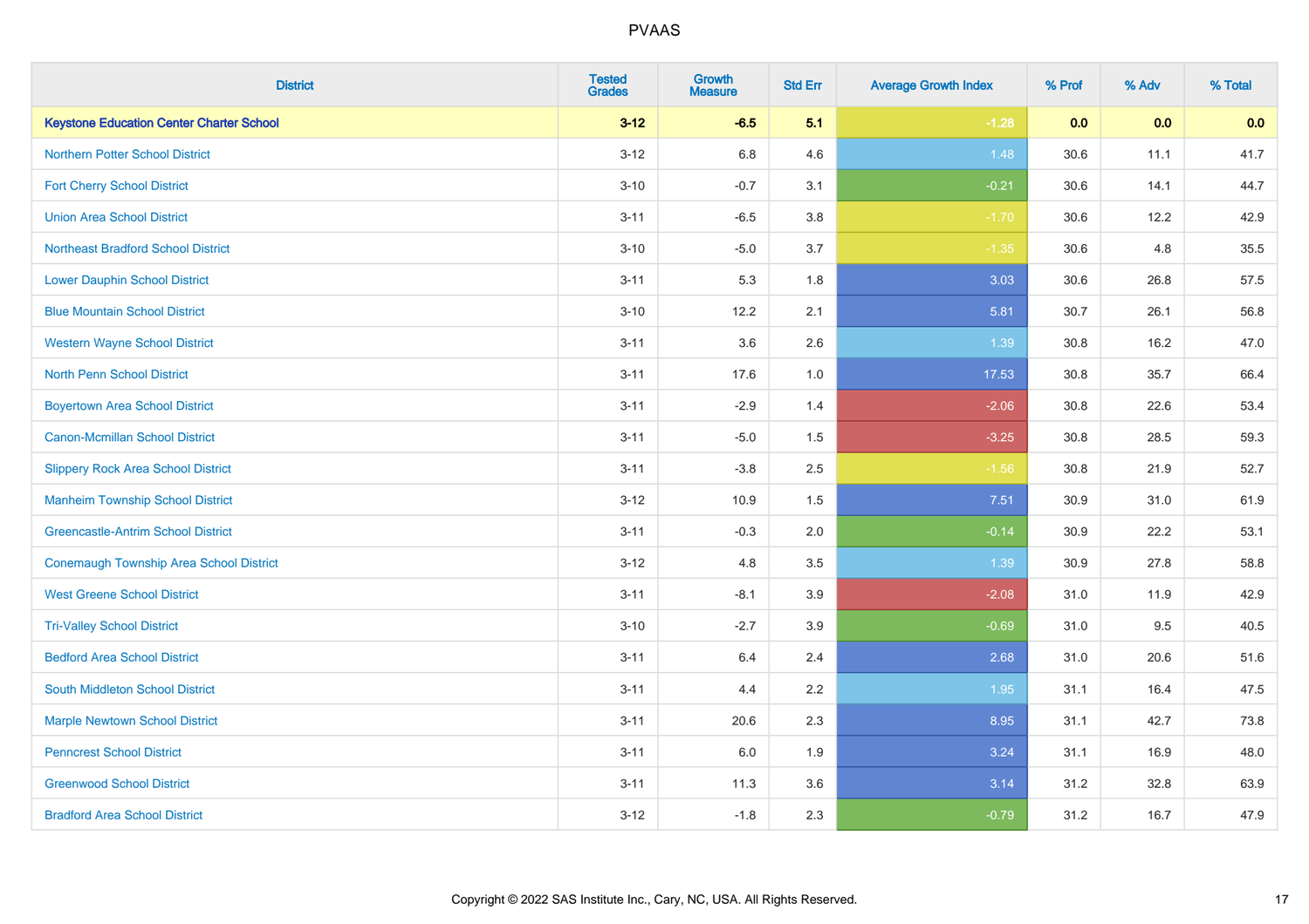# PVAAS

| District | Tested Grades | Growth Measure | Std Err | Average Growth Index | % Prof | % Adv | % Total |
|---|---|---|---|---|---|---|---|
| **Keystone Education Center Charter School** | **3-12** | **-6.5** | **5.1** | **-1.28** | **0.0** | **0.0** | **0.0** |
| Northern Potter School District | 3-12 | 6.8 | 4.6 | 1.48 | 30.6 | 11.1 | 41.7 |
| Fort Cherry School District | 3-10 | -0.7 | 3.1 | -0.21 | 30.6 | 14.1 | 44.7 |
| Union Area School District | 3-11 | -6.5 | 3.8 | -1.70 | 30.6 | 12.2 | 42.9 |
| Northeast Bradford School District | 3-10 | -5.0 | 3.7 | -1.35 | 30.6 | 4.8 | 35.5 |
| Lower Dauphin School District | 3-11 | 5.3 | 1.8 | 3.03 | 30.6 | 26.8 | 57.5 |
| Blue Mountain School District | 3-10 | 12.2 | 2.1 | 5.81 | 30.7 | 26.1 | 56.8 |
| Western Wayne School District | 3-11 | 3.6 | 2.6 | 1.39 | 30.8 | 16.2 | 47.0 |
| North Penn School District | 3-11 | 17.6 | 1.0 | 17.53 | 30.8 | 35.7 | 66.4 |
| Boyertown Area School District | 3-11 | -2.9 | 1.4 | -2.06 | 30.8 | 22.6 | 53.4 |
| Canon-Mcmillan School District | 3-11 | -5.0 | 1.5 | -3.25 | 30.8 | 28.5 | 59.3 |
| Slippery Rock Area School District | 3-11 | -3.8 | 2.5 | -1.56 | 30.8 | 21.9 | 52.7 |
| Manheim Township School District | 3-12 | 10.9 | 1.5 | 7.51 | 30.9 | 31.0 | 61.9 |
| Greencastle-Antrim School District | 3-11 | -0.3 | 2.0 | -0.14 | 30.9 | 22.2 | 53.1 |
| Conemaugh Township Area School District | 3-12 | 4.8 | 3.5 | 1.39 | 30.9 | 27.8 | 58.8 |
| West Greene School District | 3-11 | -8.1 | 3.9 | -2.08 | 31.0 | 11.9 | 42.9 |
| Tri-Valley School District | 3-10 | -2.7 | 3.9 | -0.69 | 31.0 | 9.5 | 40.5 |
| Bedford Area School District | 3-11 | 6.4 | 2.4 | 2.68 | 31.0 | 20.6 | 51.6 |
| South Middleton School District | 3-11 | 4.4 | 2.2 | 1.95 | 31.1 | 16.4 | 47.5 |
| Marple Newtown School District | 3-11 | 20.6 | 2.3 | 8.95 | 31.1 | 42.7 | 73.8 |
| Penncrest School District | 3-11 | 6.0 | 1.9 | 3.24 | 31.1 | 16.9 | 48.0 |
| Greenwood School District | 3-11 | 11.3 | 3.6 | 3.14 | 31.2 | 32.8 | 63.9 |
| Bradford Area School District | 3-12 | -1.8 | 2.3 | -0.79 | 31.2 | 16.7 | 47.9 |

Copyright © 2022 SAS Institute Inc., Cary, NC, USA. All Rights Reserved.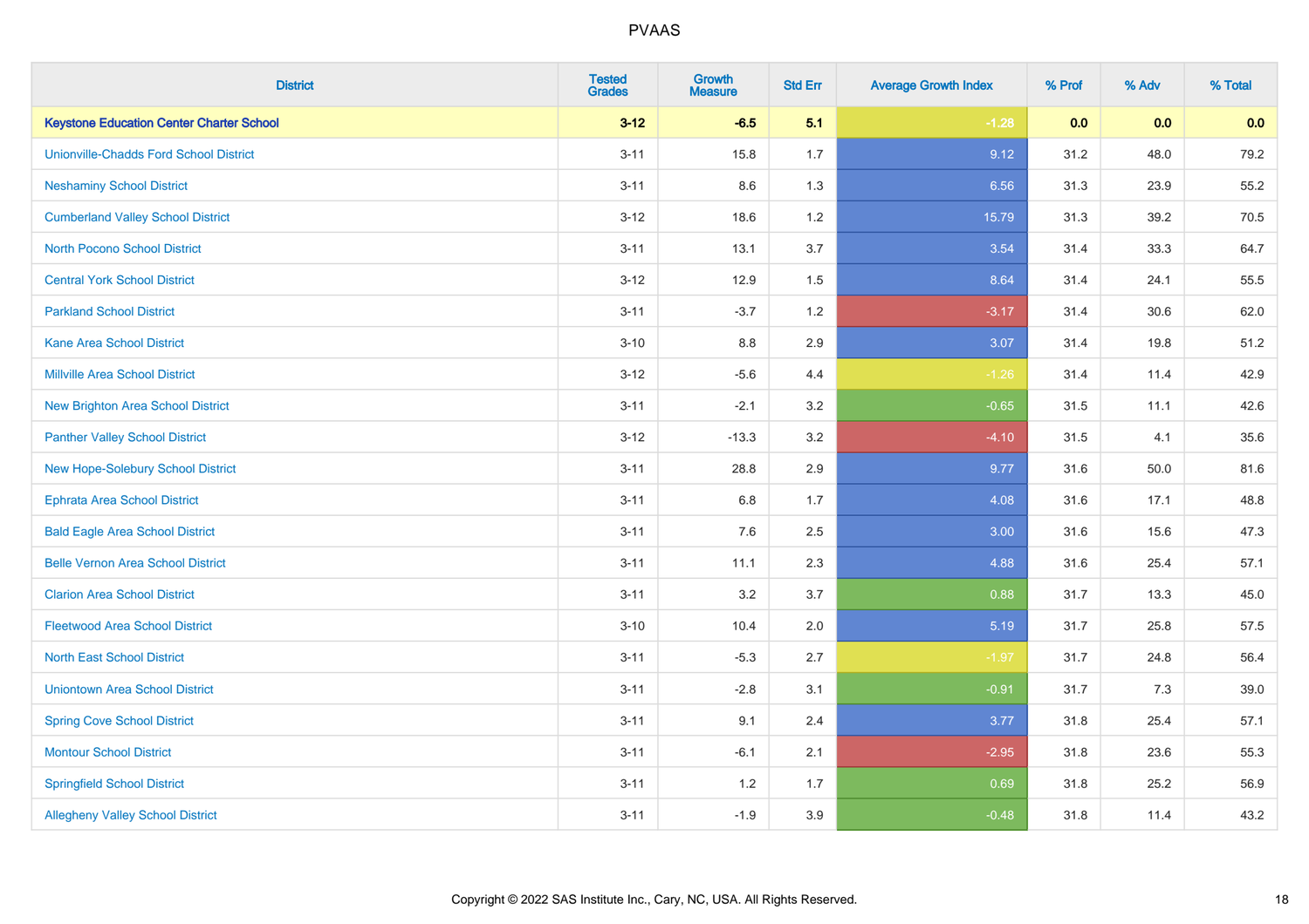# PVAAS

| District | Tested Grades | Growth Measure | Std Err | Average Growth Index | % Prof | % Adv | % Total |
|---|---|---|---|---|---|---|---|
| **Keystone Education Center Charter School** | **3-12** | **-6.5** | **5.1** | **-1.28** | **0.0** | **0.0** | **0.0** |
| Unionville-Chadds Ford School District | 3-11 | 15.8 | 1.7 | 9.12 | 31.2 | 48.0 | 79.2 |
| Neshaminy School District | 3-11 | 8.6 | 1.3 | 6.56 | 31.3 | 23.9 | 55.2 |
| Cumberland Valley School District | 3-12 | 18.6 | 1.2 | 15.79 | 31.3 | 39.2 | 70.5 |
| North Pocono School District | 3-11 | 13.1 | 3.7 | 3.54 | 31.4 | 33.3 | 64.7 |
| Central York School District | 3-12 | 12.9 | 1.5 | 8.64 | 31.4 | 24.1 | 55.5 |
| Parkland School District | 3-11 | -3.7 | 1.2 | -3.17 | 31.4 | 30.6 | 62.0 |
| Kane Area School District | 3-10 | 8.8 | 2.9 | 3.07 | 31.4 | 19.8 | 51.2 |
| Millville Area School District | 3-12 | -5.6 | 4.4 | -1.26 | 31.4 | 11.4 | 42.9 |
| New Brighton Area School District | 3-11 | -2.1 | 3.2 | -0.65 | 31.5 | 11.1 | 42.6 |
| Panther Valley School District | 3-12 | -13.3 | 3.2 | -4.10 | 31.5 | 4.1 | 35.6 |
| New Hope-Solebury School District | 3-11 | 28.8 | 2.9 | 9.77 | 31.6 | 50.0 | 81.6 |
| Ephrata Area School District | 3-11 | 6.8 | 1.7 | 4.08 | 31.6 | 17.1 | 48.8 |
| Bald Eagle Area School District | 3-11 | 7.6 | 2.5 | 3.00 | 31.6 | 15.6 | 47.3 |
| Belle Vernon Area School District | 3-11 | 11.1 | 2.3 | 4.88 | 31.6 | 25.4 | 57.1 |
| Clarion Area School District | 3-11 | 3.2 | 3.7 | 0.88 | 31.7 | 13.3 | 45.0 |
| Fleetwood Area School District | 3-10 | 10.4 | 2.0 | 5.19 | 31.7 | 25.8 | 57.5 |
| North East School District | 3-11 | -5.3 | 2.7 | -1.97 | 31.7 | 24.8 | 56.4 |
| Uniontown Area School District | 3-11 | -2.8 | 3.1 | -0.91 | 31.7 | 7.3 | 39.0 |
| Spring Cove School District | 3-11 | 9.1 | 2.4 | 3.77 | 31.8 | 25.4 | 57.1 |
| Montour School District | 3-11 | -6.1 | 2.1 | -2.95 | 31.8 | 23.6 | 55.3 |
| Springfield School District | 3-11 | 1.2 | 1.7 | 0.69 | 31.8 | 25.2 | 56.9 |
| Allegheny Valley School District | 3-11 | -1.9 | 3.9 | -0.48 | 31.8 | 11.4 | 43.2 |

Copyright © 2022 SAS Institute Inc., Cary, NC, USA. All Rights Reserved.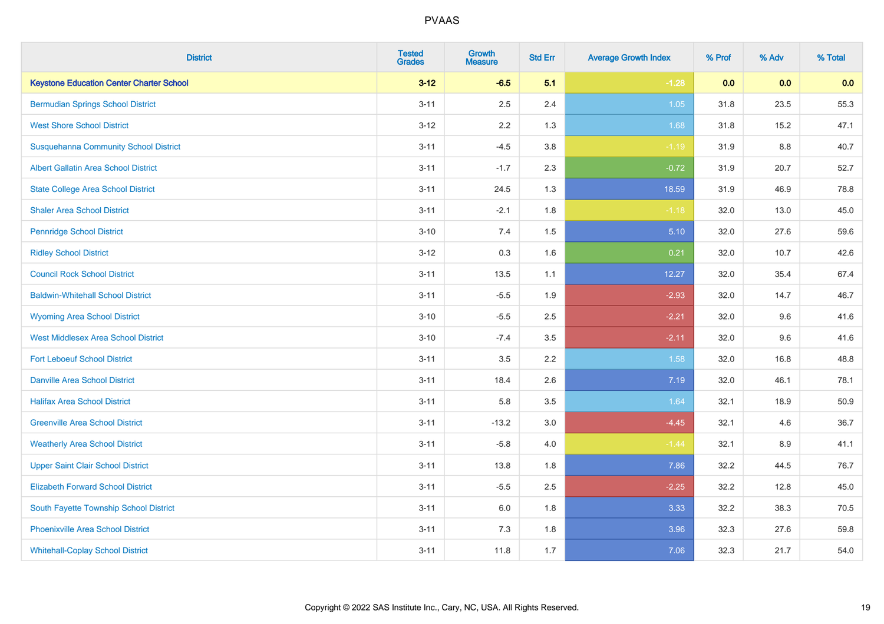# PVAAS

| District | Tested Grades | Growth Measure | Std Err | Average Growth Index | % Prof | % Adv | % Total |
|---|---|---|---|---|---|---|---|
| **Keystone Education Center Charter School** | **3-12** | **-6.5** | **5.1** | **-1.28** | **0.0** | **0.0** | **0.0** |
| Bermudian Springs School District | 3-11 | 2.5 | 2.4 | 1.05 | 31.8 | 23.5 | 55.3 |
| West Shore School District | 3-12 | 2.2 | 1.3 | 1.68 | 31.8 | 15.2 | 47.1 |
| Susquehanna Community School District | 3-11 | -4.5 | 3.8 | -1.19 | 31.9 | 8.8 | 40.7 |
| Albert Gallatin Area School District | 3-11 | -1.7 | 2.3 | -0.72 | 31.9 | 20.7 | 52.7 |
| State College Area School District | 3-11 | 24.5 | 1.3 | 18.59 | 31.9 | 46.9 | 78.8 |
| Shaler Area School District | 3-11 | -2.1 | 1.8 | -1.18 | 32.0 | 13.0 | 45.0 |
| Pennridge School District | 3-10 | 7.4 | 1.5 | 5.10 | 32.0 | 27.6 | 59.6 |
| Ridley School District | 3-12 | 0.3 | 1.6 | 0.21 | 32.0 | 10.7 | 42.6 |
| Council Rock School District | 3-11 | 13.5 | 1.1 | 12.27 | 32.0 | 35.4 | 67.4 |
| Baldwin-Whitehall School District | 3-11 | -5.5 | 1.9 | -2.93 | 32.0 | 14.7 | 46.7 |
| Wyoming Area School District | 3-10 | -5.5 | 2.5 | -2.21 | 32.0 | 9.6 | 41.6 |
| West Middlesex Area School District | 3-10 | -7.4 | 3.5 | -2.11 | 32.0 | 9.6 | 41.6 |
| Fort Leboeuf School District | 3-11 | 3.5 | 2.2 | 1.58 | 32.0 | 16.8 | 48.8 |
| Danville Area School District | 3-11 | 18.4 | 2.6 | 7.19 | 32.0 | 46.1 | 78.1 |
| Halifax Area School District | 3-11 | 5.8 | 3.5 | 1.64 | 32.1 | 18.9 | 50.9 |
| Greenville Area School District | 3-11 | -13.2 | 3.0 | -4.45 | 32.1 | 4.6 | 36.7 |
| Weatherly Area School District | 3-11 | -5.8 | 4.0 | -1.44 | 32.1 | 8.9 | 41.1 |
| Upper Saint Clair School District | 3-11 | 13.8 | 1.8 | 7.86 | 32.2 | 44.5 | 76.7 |
| Elizabeth Forward School District | 3-11 | -5.5 | 2.5 | -2.25 | 32.2 | 12.8 | 45.0 |
| South Fayette Township School District | 3-11 | 6.0 | 1.8 | 3.33 | 32.2 | 38.3 | 70.5 |
| Phoenixville Area School District | 3-11 | 7.3 | 1.8 | 3.96 | 32.3 | 27.6 | 59.8 |
| Whitehall-Coplay School District | 3-11 | 11.8 | 1.7 | 7.06 | 32.3 | 21.7 | 54.0 |

Copyright © 2022 SAS Institute Inc., Cary, NC, USA. All Rights Reserved.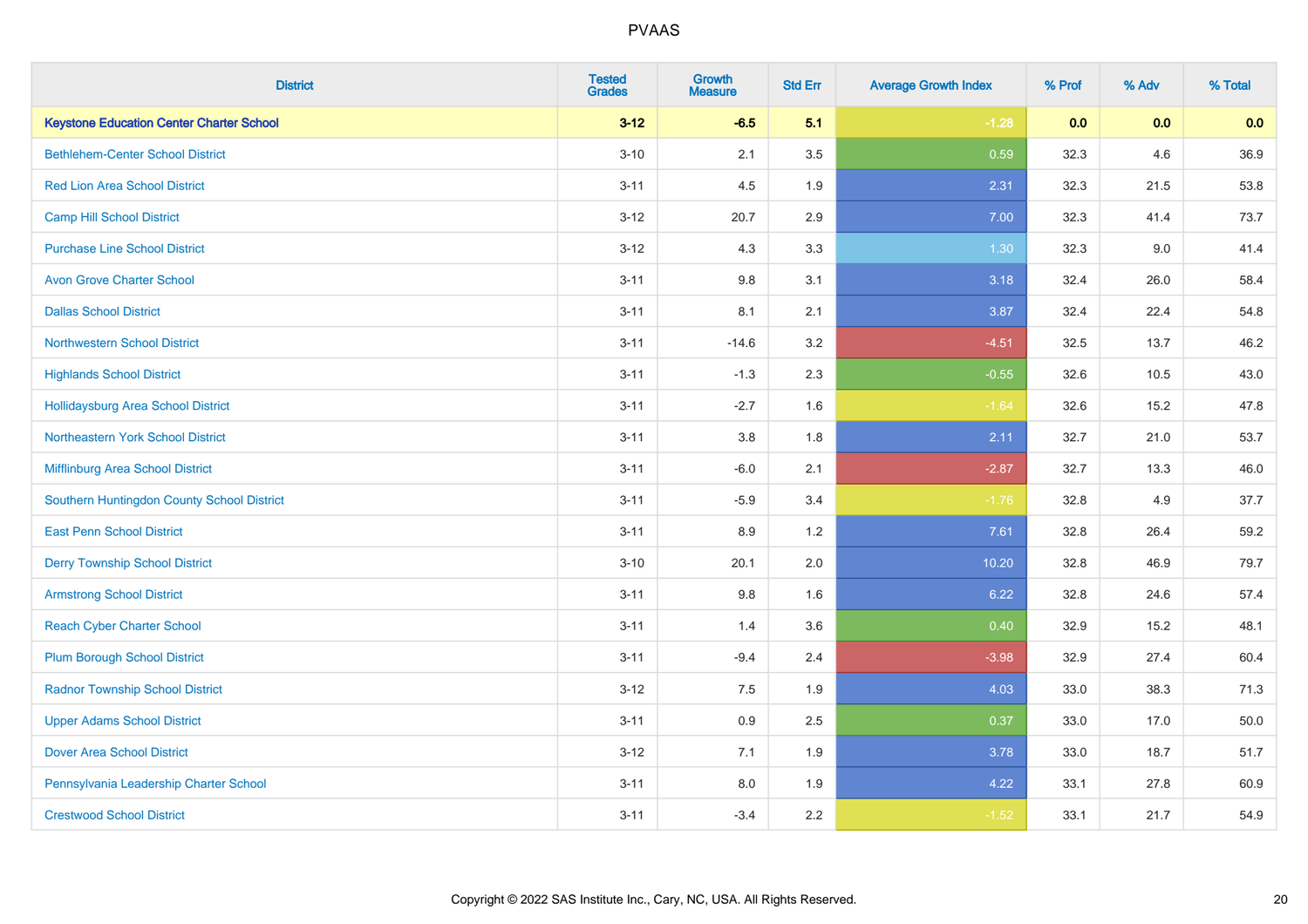# PVAAS

| District | Tested Grades | Growth Measure | Std Err | Average Growth Index | % Prof | % Adv | % Total |
|---|---|---|---|---|---|---|---|
| **Keystone Education Center Charter School** | **3-12** | **-6.5** | **5.1** | **-1.28** | **0.0** | **0.0** | **0.0** |
| Bethlehem-Center School District | 3-10 | 2.1 | 3.5 | 0.59 | 32.3 | 4.6 | 36.9 |
| Red Lion Area School District | 3-11 | 4.5 | 1.9 | 2.31 | 32.3 | 21.5 | 53.8 |
| Camp Hill School District | 3-12 | 20.7 | 2.9 | 7.00 | 32.3 | 41.4 | 73.7 |
| Purchase Line School District | 3-12 | 4.3 | 3.3 | 1.30 | 32.3 | 9.0 | 41.4 |
| Avon Grove Charter School | 3-11 | 9.8 | 3.1 | 3.18 | 32.4 | 26.0 | 58.4 |
| Dallas School District | 3-11 | 8.1 | 2.1 | 3.87 | 32.4 | 22.4 | 54.8 |
| Northwestern School District | 3-11 | -14.6 | 3.2 | -4.51 | 32.5 | 13.7 | 46.2 |
| Highlands School District | 3-11 | -1.3 | 2.3 | -0.55 | 32.6 | 10.5 | 43.0 |
| Hollidaysburg Area School District | 3-11 | -2.7 | 1.6 | -1.64 | 32.6 | 15.2 | 47.8 |
| Northeastern York School District | 3-11 | 3.8 | 1.8 | 2.11 | 32.7 | 21.0 | 53.7 |
| Mifflinburg Area School District | 3-11 | -6.0 | 2.1 | -2.87 | 32.7 | 13.3 | 46.0 |
| Southern Huntingdon County School District | 3-11 | -5.9 | 3.4 | -1.76 | 32.8 | 4.9 | 37.7 |
| East Penn School District | 3-11 | 8.9 | 1.2 | 7.61 | 32.8 | 26.4 | 59.2 |
| Derry Township School District | 3-10 | 20.1 | 2.0 | 10.20 | 32.8 | 46.9 | 79.7 |
| Armstrong School District | 3-11 | 9.8 | 1.6 | 6.22 | 32.8 | 24.6 | 57.4 |
| Reach Cyber Charter School | 3-11 | 1.4 | 3.6 | 0.40 | 32.9 | 15.2 | 48.1 |
| Plum Borough School District | 3-11 | -9.4 | 2.4 | -3.98 | 32.9 | 27.4 | 60.4 |
| Radnor Township School District | 3-12 | 7.5 | 1.9 | 4.03 | 33.0 | 38.3 | 71.3 |
| Upper Adams School District | 3-11 | 0.9 | 2.5 | 0.37 | 33.0 | 17.0 | 50.0 |
| Dover Area School District | 3-12 | 7.1 | 1.9 | 3.78 | 33.0 | 18.7 | 51.7 |
| Pennsylvania Leadership Charter School | 3-11 | 8.0 | 1.9 | 4.22 | 33.1 | 27.8 | 60.9 |
| Crestwood School District | 3-11 | -3.4 | 2.2 | -1.52 | 33.1 | 21.7 | 54.9 |

Copyright © 2022 SAS Institute Inc., Cary, NC, USA. All Rights Reserved.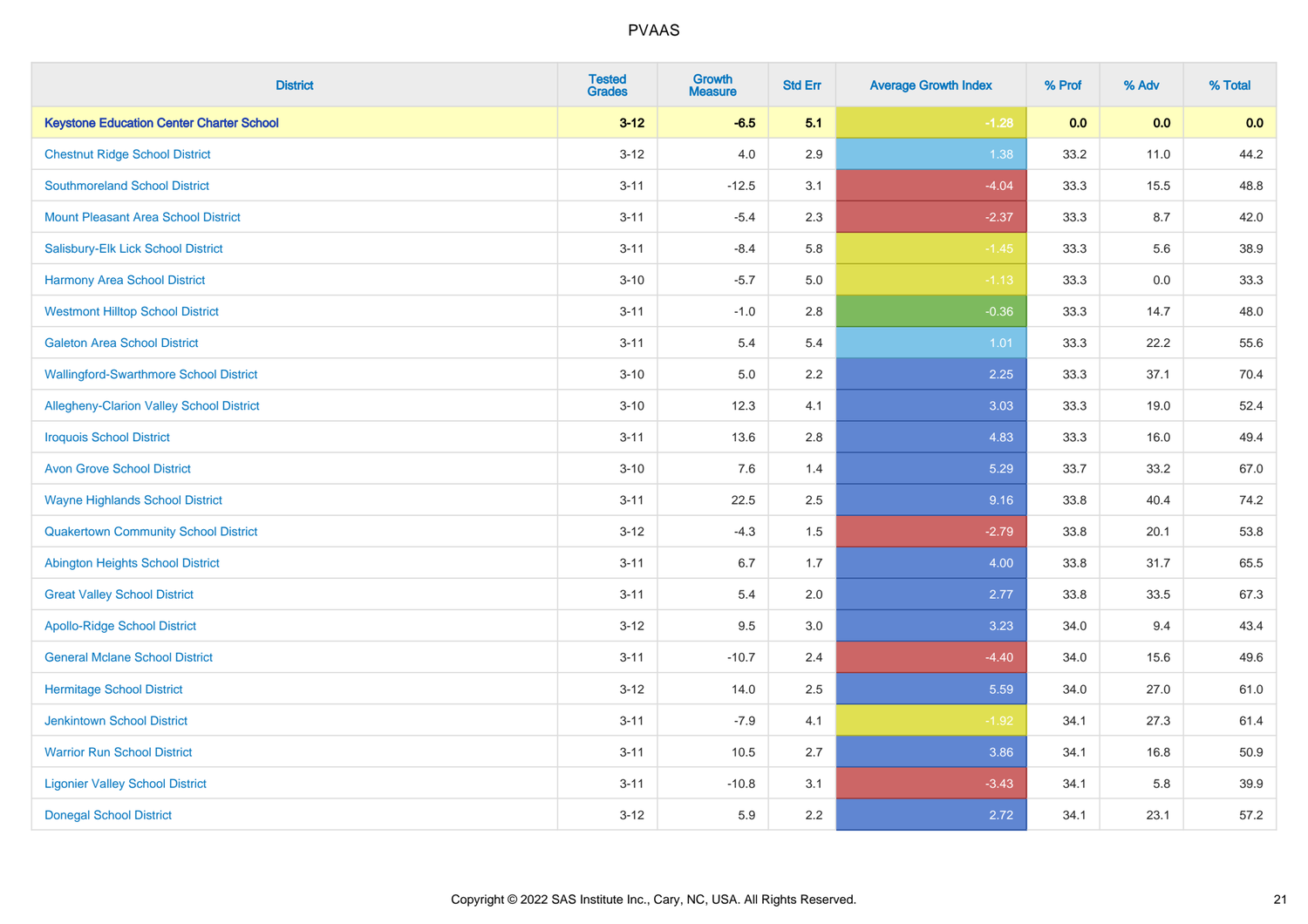# PVAAS

| District | Tested Grades | Growth Measure | Std Err | Average Growth Index | % Prof | % Adv | % Total |
|---|---|---|---|---|---|---|---|
| **Keystone Education Center Charter School** | **3-12** | **-6.5** | **5.1** | **-1.28** | **0.0** | **0.0** | **0.0** |
| Chestnut Ridge School District | 3-12 | 4.0 | 2.9 | 1.38 | 33.2 | 11.0 | 44.2 |
| Southmoreland School District | 3-11 | -12.5 | 3.1 | -4.04 | 33.3 | 15.5 | 48.8 |
| Mount Pleasant Area School District | 3-11 | -5.4 | 2.3 | -2.37 | 33.3 | 8.7 | 42.0 |
| Salisbury-Elk Lick School District | 3-11 | -8.4 | 5.8 | -1.45 | 33.3 | 5.6 | 38.9 |
| Harmony Area School District | 3-10 | -5.7 | 5.0 | -1.13 | 33.3 | 0.0 | 33.3 |
| Westmont Hilltop School District | 3-11 | -1.0 | 2.8 | -0.36 | 33.3 | 14.7 | 48.0 |
| Galeton Area School District | 3-11 | 5.4 | 5.4 | 1.01 | 33.3 | 22.2 | 55.6 |
| Wallingford-Swarthmore School District | 3-10 | 5.0 | 2.2 | 2.25 | 33.3 | 37.1 | 70.4 |
| Allegheny-Clarion Valley School District | 3-10 | 12.3 | 4.1 | 3.03 | 33.3 | 19.0 | 52.4 |
| Iroquois School District | 3-11 | 13.6 | 2.8 | 4.83 | 33.3 | 16.0 | 49.4 |
| Avon Grove School District | 3-10 | 7.6 | 1.4 | 5.29 | 33.7 | 33.2 | 67.0 |
| Wayne Highlands School District | 3-11 | 22.5 | 2.5 | 9.16 | 33.8 | 40.4 | 74.2 |
| Quakertown Community School District | 3-12 | -4.3 | 1.5 | -2.79 | 33.8 | 20.1 | 53.8 |
| Abington Heights School District | 3-11 | 6.7 | 1.7 | 4.00 | 33.8 | 31.7 | 65.5 |
| Great Valley School District | 3-11 | 5.4 | 2.0 | 2.77 | 33.8 | 33.5 | 67.3 |
| Apollo-Ridge School District | 3-12 | 9.5 | 3.0 | 3.23 | 34.0 | 9.4 | 43.4 |
| General Mclane School District | 3-11 | -10.7 | 2.4 | -4.40 | 34.0 | 15.6 | 49.6 |
| Hermitage School District | 3-12 | 14.0 | 2.5 | 5.59 | 34.0 | 27.0 | 61.0 |
| Jenkintown School District | 3-11 | -7.9 | 4.1 | -1.92 | 34.1 | 27.3 | 61.4 |
| Warrior Run School District | 3-11 | 10.5 | 2.7 | 3.86 | 34.1 | 16.8 | 50.9 |
| Ligonier Valley School District | 3-11 | -10.8 | 3.1 | -3.43 | 34.1 | 5.8 | 39.9 |
| Donegal School District | 3-12 | 5.9 | 2.2 | 2.72 | 34.1 | 23.1 | 57.2 |

Copyright © 2022 SAS Institute Inc., Cary, NC, USA. All Rights Reserved.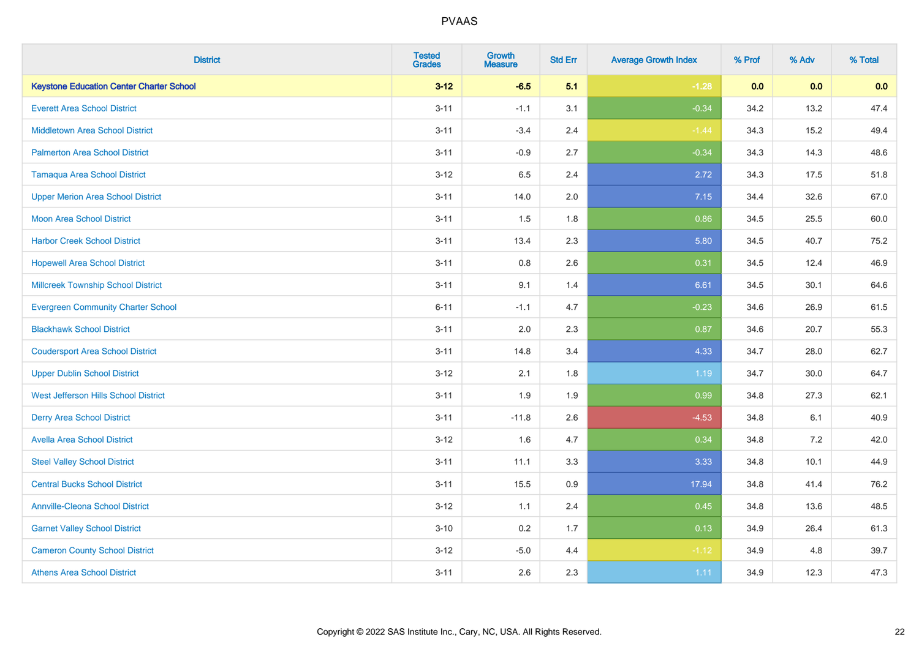# PVAAS

| District | Tested Grades | Growth Measure | Std Err | Average Growth Index | % Prof | % Adv | % Total |
|---|---|---|---|---|---|---|---|
| **Keystone Education Center Charter School** | **3-12** | **-6.5** | **5.1** | **-1.28** | **0.0** | **0.0** | **0.0** |
| Everett Area School District | 3-11 | -1.1 | 3.1 | -0.34 | 34.2 | 13.2 | 47.4 |
| Middletown Area School District | 3-11 | -3.4 | 2.4 | -1.44 | 34.3 | 15.2 | 49.4 |
| Palmerton Area School District | 3-11 | -0.9 | 2.7 | -0.34 | 34.3 | 14.3 | 48.6 |
| Tamaqua Area School District | 3-12 | 6.5 | 2.4 | 2.72 | 34.3 | 17.5 | 51.8 |
| Upper Merion Area School District | 3-11 | 14.0 | 2.0 | 7.15 | 34.4 | 32.6 | 67.0 |
| Moon Area School District | 3-11 | 1.5 | 1.8 | 0.86 | 34.5 | 25.5 | 60.0 |
| Harbor Creek School District | 3-11 | 13.4 | 2.3 | 5.80 | 34.5 | 40.7 | 75.2 |
| Hopewell Area School District | 3-11 | 0.8 | 2.6 | 0.31 | 34.5 | 12.4 | 46.9 |
| Millcreek Township School District | 3-11 | 9.1 | 1.4 | 6.61 | 34.5 | 30.1 | 64.6 |
| Evergreen Community Charter School | 6-11 | -1.1 | 4.7 | -0.23 | 34.6 | 26.9 | 61.5 |
| Blackhawk School District | 3-11 | 2.0 | 2.3 | 0.87 | 34.6 | 20.7 | 55.3 |
| Coudersport Area School District | 3-11 | 14.8 | 3.4 | 4.33 | 34.7 | 28.0 | 62.7 |
| Upper Dublin School District | 3-12 | 2.1 | 1.8 | 1.19 | 34.7 | 30.0 | 64.7 |
| West Jefferson Hills School District | 3-11 | 1.9 | 1.9 | 0.99 | 34.8 | 27.3 | 62.1 |
| Derry Area School District | 3-11 | -11.8 | 2.6 | -4.53 | 34.8 | 6.1 | 40.9 |
| Avella Area School District | 3-12 | 1.6 | 4.7 | 0.34 | 34.8 | 7.2 | 42.0 |
| Steel Valley School District | 3-11 | 11.1 | 3.3 | 3.33 | 34.8 | 10.1 | 44.9 |
| Central Bucks School District | 3-11 | 15.5 | 0.9 | 17.94 | 34.8 | 41.4 | 76.2 |
| Annville-Cleona School District | 3-12 | 1.1 | 2.4 | 0.45 | 34.8 | 13.6 | 48.5 |
| Garnet Valley School District | 3-10 | 0.2 | 1.7 | 0.13 | 34.9 | 26.4 | 61.3 |
| Cameron County School District | 3-12 | -5.0 | 4.4 | -1.12 | 34.9 | 4.8 | 39.7 |
| Athens Area School District | 3-11 | 2.6 | 2.3 | 1.11 | 34.9 | 12.3 | 47.3 |

Copyright © 2022 SAS Institute Inc., Cary, NC, USA. All Rights Reserved.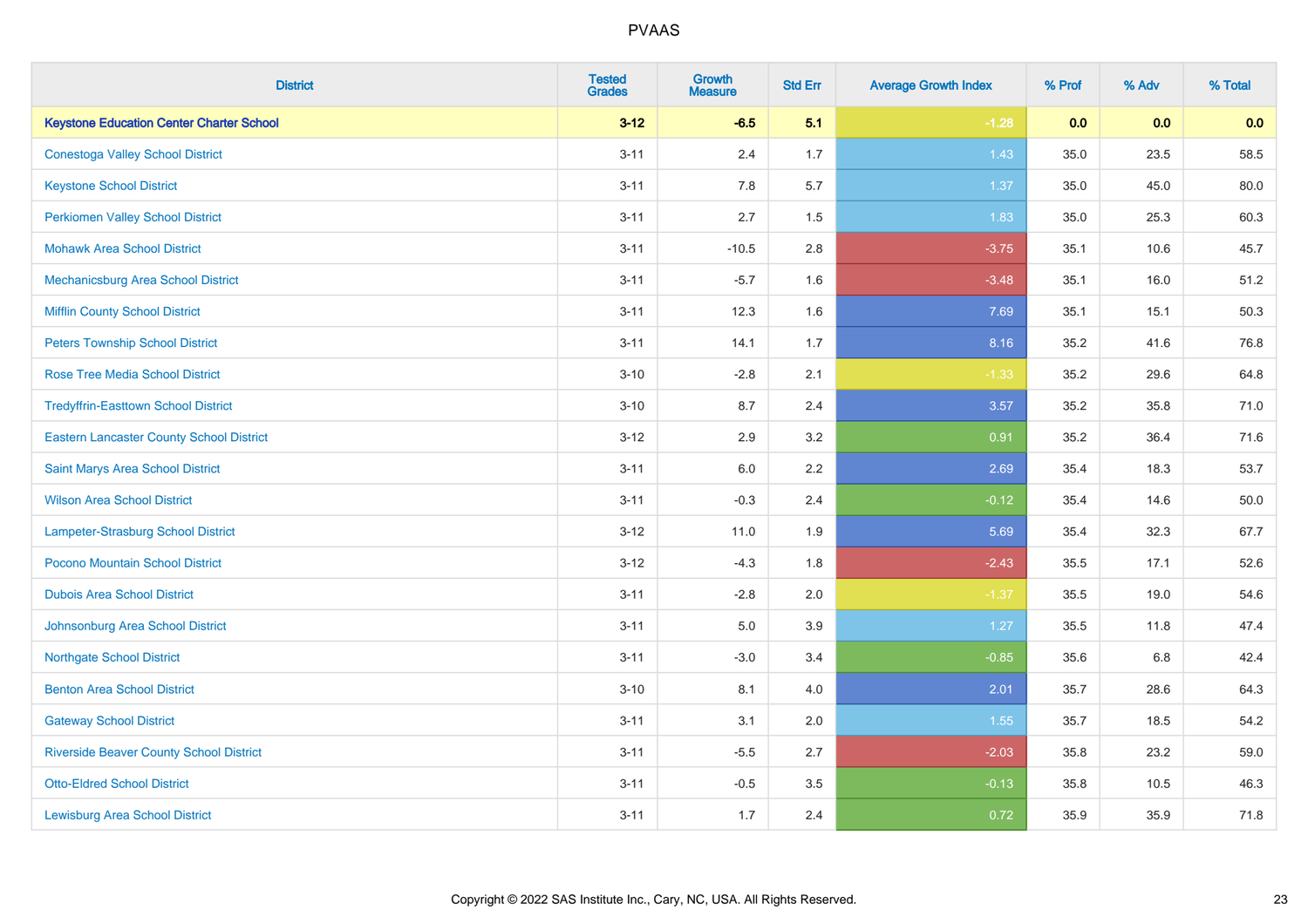# PVAAS

| District | Tested Grades | Growth Measure | Std Err | Average Growth Index | % Prof | % Adv | % Total |
|---|---|---|---|---|---|---|---|
| **Keystone Education Center Charter School** | **3-12** | **-6.5** | **5.1** | **-1.28** | **0.0** | **0.0** | **0.0** |
| Conestoga Valley School District | 3-11 | 2.4 | 1.7 | 1.43 | 35.0 | 23.5 | 58.5 |
| Keystone School District | 3-11 | 7.8 | 5.7 | 1.37 | 35.0 | 45.0 | 80.0 |
| Perkiomen Valley School District | 3-11 | 2.7 | 1.5 | 1.83 | 35.0 | 25.3 | 60.3 |
| Mohawk Area School District | 3-11 | -10.5 | 2.8 | -3.75 | 35.1 | 10.6 | 45.7 |
| Mechanicsburg Area School District | 3-11 | -5.7 | 1.6 | -3.48 | 35.1 | 16.0 | 51.2 |
| Mifflin County School District | 3-11 | 12.3 | 1.6 | 7.69 | 35.1 | 15.1 | 50.3 |
| Peters Township School District | 3-11 | 14.1 | 1.7 | 8.16 | 35.2 | 41.6 | 76.8 |
| Rose Tree Media School District | 3-10 | -2.8 | 2.1 | -1.33 | 35.2 | 29.6 | 64.8 |
| Tredyffrin-Easttown School District | 3-10 | 8.7 | 2.4 | 3.57 | 35.2 | 35.8 | 71.0 |
| Eastern Lancaster County School District | 3-12 | 2.9 | 3.2 | 0.91 | 35.2 | 36.4 | 71.6 |
| Saint Marys Area School District | 3-11 | 6.0 | 2.2 | 2.69 | 35.4 | 18.3 | 53.7 |
| Wilson Area School District | 3-11 | -0.3 | 2.4 | -0.12 | 35.4 | 14.6 | 50.0 |
| Lampeter-Strasburg School District | 3-12 | 11.0 | 1.9 | 5.69 | 35.4 | 32.3 | 67.7 |
| Pocono Mountain School District | 3-12 | -4.3 | 1.8 | -2.43 | 35.5 | 17.1 | 52.6 |
| Dubois Area School District | 3-11 | -2.8 | 2.0 | -1.37 | 35.5 | 19.0 | 54.6 |
| Johnsonburg Area School District | 3-11 | 5.0 | 3.9 | 1.27 | 35.5 | 11.8 | 47.4 |
| Northgate School District | 3-11 | -3.0 | 3.4 | -0.85 | 35.6 | 6.8 | 42.4 |
| Benton Area School District | 3-10 | 8.1 | 4.0 | 2.01 | 35.7 | 28.6 | 64.3 |
| Gateway School District | 3-11 | 3.1 | 2.0 | 1.55 | 35.7 | 18.5 | 54.2 |
| Riverside Beaver County School District | 3-11 | -5.5 | 2.7 | -2.03 | 35.8 | 23.2 | 59.0 |
| Otto-Eldred School District | 3-11 | -0.5 | 3.5 | -0.13 | 35.8 | 10.5 | 46.3 |
| Lewisburg Area School District | 3-11 | 1.7 | 2.4 | 0.72 | 35.9 | 35.9 | 71.8 |

Copyright © 2022 SAS Institute Inc., Cary, NC, USA. All Rights Reserved.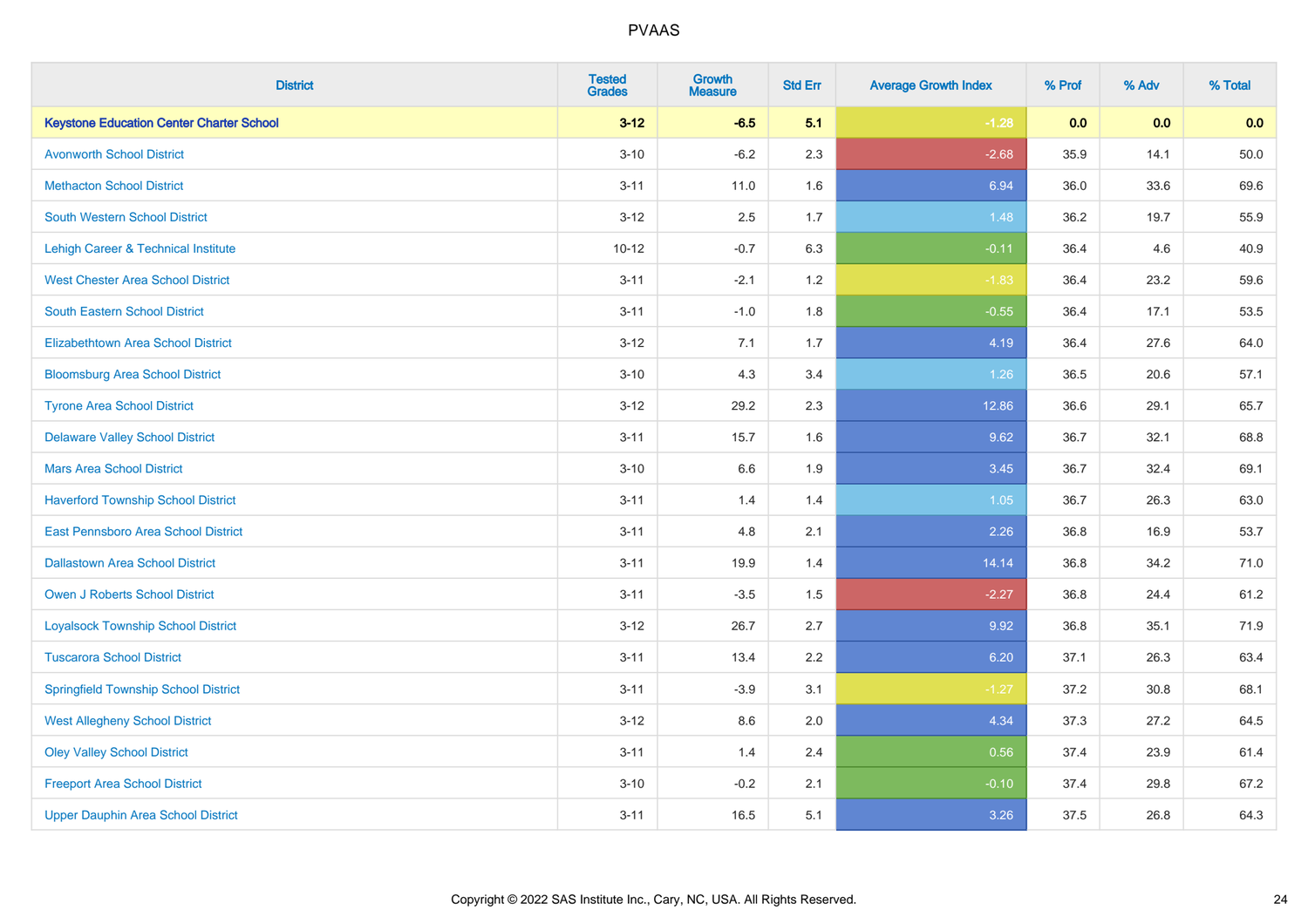# PVAAS

| District | Tested Grades | Growth Measure | Std Err | Average Growth Index | % Prof | % Adv | % Total |
|---|---|---|---|---|---|---|---|
| **Keystone Education Center Charter School** | **3-12** | **-6.5** | **5.1** | **-1.28** | **0.0** | **0.0** | **0.0** |
| Avonworth School District | 3-10 | -6.2 | 2.3 | -2.68 | 35.9 | 14.1 | 50.0 |
| Methacton School District | 3-11 | 11.0 | 1.6 | 6.94 | 36.0 | 33.6 | 69.6 |
| South Western School District | 3-12 | 2.5 | 1.7 | 1.48 | 36.2 | 19.7 | 55.9 |
| Lehigh Career & Technical Institute | 10-12 | -0.7 | 6.3 | -0.11 | 36.4 | 4.6 | 40.9 |
| West Chester Area School District | 3-11 | -2.1 | 1.2 | -1.83 | 36.4 | 23.2 | 59.6 |
| South Eastern School District | 3-11 | -1.0 | 1.8 | -0.55 | 36.4 | 17.1 | 53.5 |
| Elizabethtown Area School District | 3-12 | 7.1 | 1.7 | 4.19 | 36.4 | 27.6 | 64.0 |
| Bloomsburg Area School District | 3-10 | 4.3 | 3.4 | 1.26 | 36.5 | 20.6 | 57.1 |
| Tyrone Area School District | 3-12 | 29.2 | 2.3 | 12.86 | 36.6 | 29.1 | 65.7 |
| Delaware Valley School District | 3-11 | 15.7 | 1.6 | 9.62 | 36.7 | 32.1 | 68.8 |
| Mars Area School District | 3-10 | 6.6 | 1.9 | 3.45 | 36.7 | 32.4 | 69.1 |
| Haverford Township School District | 3-11 | 1.4 | 1.4 | 1.05 | 36.7 | 26.3 | 63.0 |
| East Pennsboro Area School District | 3-11 | 4.8 | 2.1 | 2.26 | 36.8 | 16.9 | 53.7 |
| Dallastown Area School District | 3-11 | 19.9 | 1.4 | 14.14 | 36.8 | 34.2 | 71.0 |
| Owen J Roberts School District | 3-11 | -3.5 | 1.5 | -2.27 | 36.8 | 24.4 | 61.2 |
| Loyalsock Township School District | 3-12 | 26.7 | 2.7 | 9.92 | 36.8 | 35.1 | 71.9 |
| Tuscarora School District | 3-11 | 13.4 | 2.2 | 6.20 | 37.1 | 26.3 | 63.4 |
| Springfield Township School District | 3-11 | -3.9 | 3.1 | -1.27 | 37.2 | 30.8 | 68.1 |
| West Allegheny School District | 3-12 | 8.6 | 2.0 | 4.34 | 37.3 | 27.2 | 64.5 |
| Oley Valley School District | 3-11 | 1.4 | 2.4 | 0.56 | 37.4 | 23.9 | 61.4 |
| Freeport Area School District | 3-10 | -0.2 | 2.1 | -0.10 | 37.4 | 29.8 | 67.2 |
| Upper Dauphin Area School District | 3-11 | 16.5 | 5.1 | 3.26 | 37.5 | 26.8 | 64.3 |

Copyright © 2022 SAS Institute Inc., Cary, NC, USA. All Rights Reserved.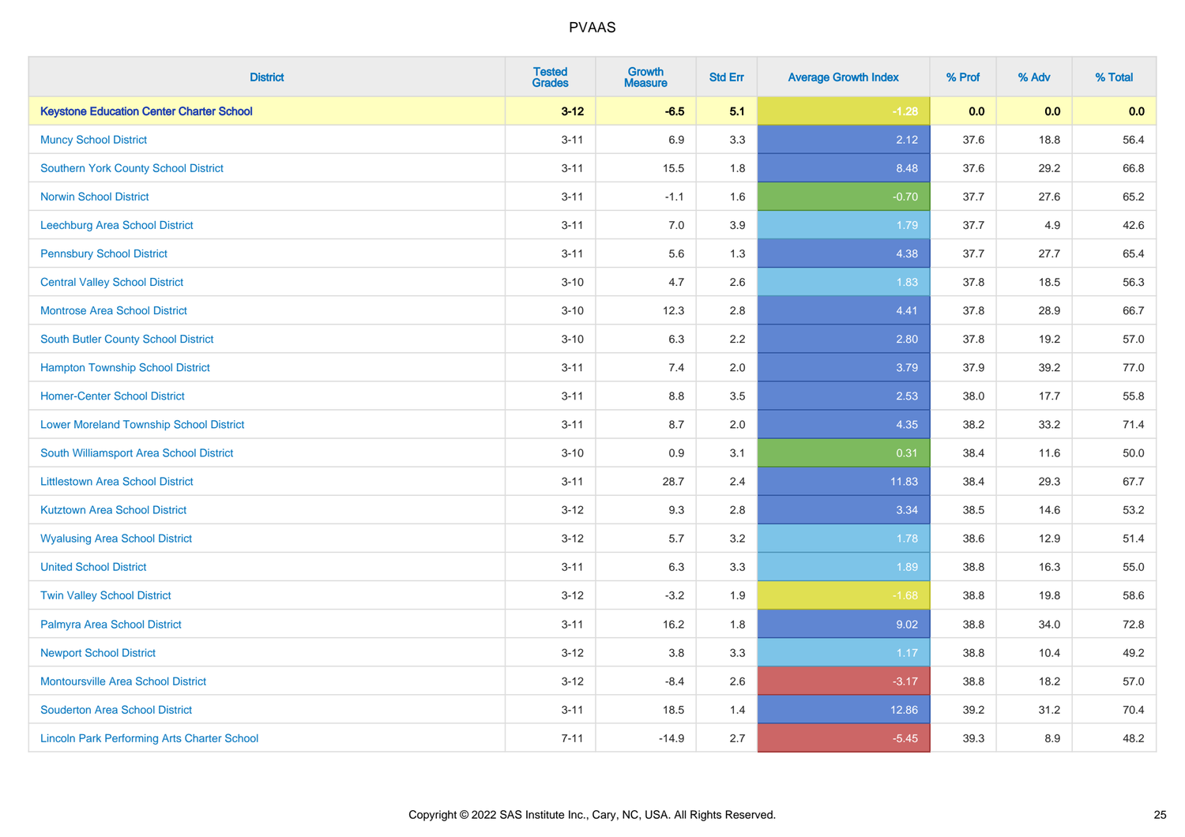# PVAAS

| District | Tested Grades | Growth Measure | Std Err | Average Growth Index | % Prof | % Adv | % Total |
|---|---|---|---|---|---|---|---|
| **Keystone Education Center Charter School** | **3-12** | **-6.5** | **5.1** | **-1.28** | **0.0** | **0.0** | **0.0** |
| Muncy School District | 3-11 | 6.9 | 3.3 | 2.12 | 37.6 | 18.8 | 56.4 |
| Southern York County School District | 3-11 | 15.5 | 1.8 | 8.48 | 37.6 | 29.2 | 66.8 |
| Norwin School District | 3-11 | -1.1 | 1.6 | -0.70 | 37.7 | 27.6 | 65.2 |
| Leechburg Area School District | 3-11 | 7.0 | 3.9 | 1.79 | 37.7 | 4.9 | 42.6 |
| Pennsbury School District | 3-11 | 5.6 | 1.3 | 4.38 | 37.7 | 27.7 | 65.4 |
| Central Valley School District | 3-10 | 4.7 | 2.6 | 1.83 | 37.8 | 18.5 | 56.3 |
| Montrose Area School District | 3-10 | 12.3 | 2.8 | 4.41 | 37.8 | 28.9 | 66.7 |
| South Butler County School District | 3-10 | 6.3 | 2.2 | 2.80 | 37.8 | 19.2 | 57.0 |
| Hampton Township School District | 3-11 | 7.4 | 2.0 | 3.79 | 37.9 | 39.2 | 77.0 |
| Homer-Center School District | 3-11 | 8.8 | 3.5 | 2.53 | 38.0 | 17.7 | 55.8 |
| Lower Moreland Township School District | 3-11 | 8.7 | 2.0 | 4.35 | 38.2 | 33.2 | 71.4 |
| South Williamsport Area School District | 3-10 | 0.9 | 3.1 | 0.31 | 38.4 | 11.6 | 50.0 |
| Littlestown Area School District | 3-11 | 28.7 | 2.4 | 11.83 | 38.4 | 29.3 | 67.7 |
| Kutztown Area School District | 3-12 | 9.3 | 2.8 | 3.34 | 38.5 | 14.6 | 53.2 |
| Wyalusing Area School District | 3-12 | 5.7 | 3.2 | 1.78 | 38.6 | 12.9 | 51.4 |
| United School District | 3-11 | 6.3 | 3.3 | 1.89 | 38.8 | 16.3 | 55.0 |
| Twin Valley School District | 3-12 | -3.2 | 1.9 | -1.68 | 38.8 | 19.8 | 58.6 |
| Palmyra Area School District | 3-11 | 16.2 | 1.8 | 9.02 | 38.8 | 34.0 | 72.8 |
| Newport School District | 3-12 | 3.8 | 3.3 | 1.17 | 38.8 | 10.4 | 49.2 |
| Montoursville Area School District | 3-12 | -8.4 | 2.6 | -3.17 | 38.8 | 18.2 | 57.0 |
| Souderton Area School District | 3-11 | 18.5 | 1.4 | 12.86 | 39.2 | 31.2 | 70.4 |
| Lincoln Park Performing Arts Charter School | 7-11 | -14.9 | 2.7 | -5.45 | 39.3 | 8.9 | 48.2 |

Copyright © 2022 SAS Institute Inc., Cary, NC, USA. All Rights Reserved.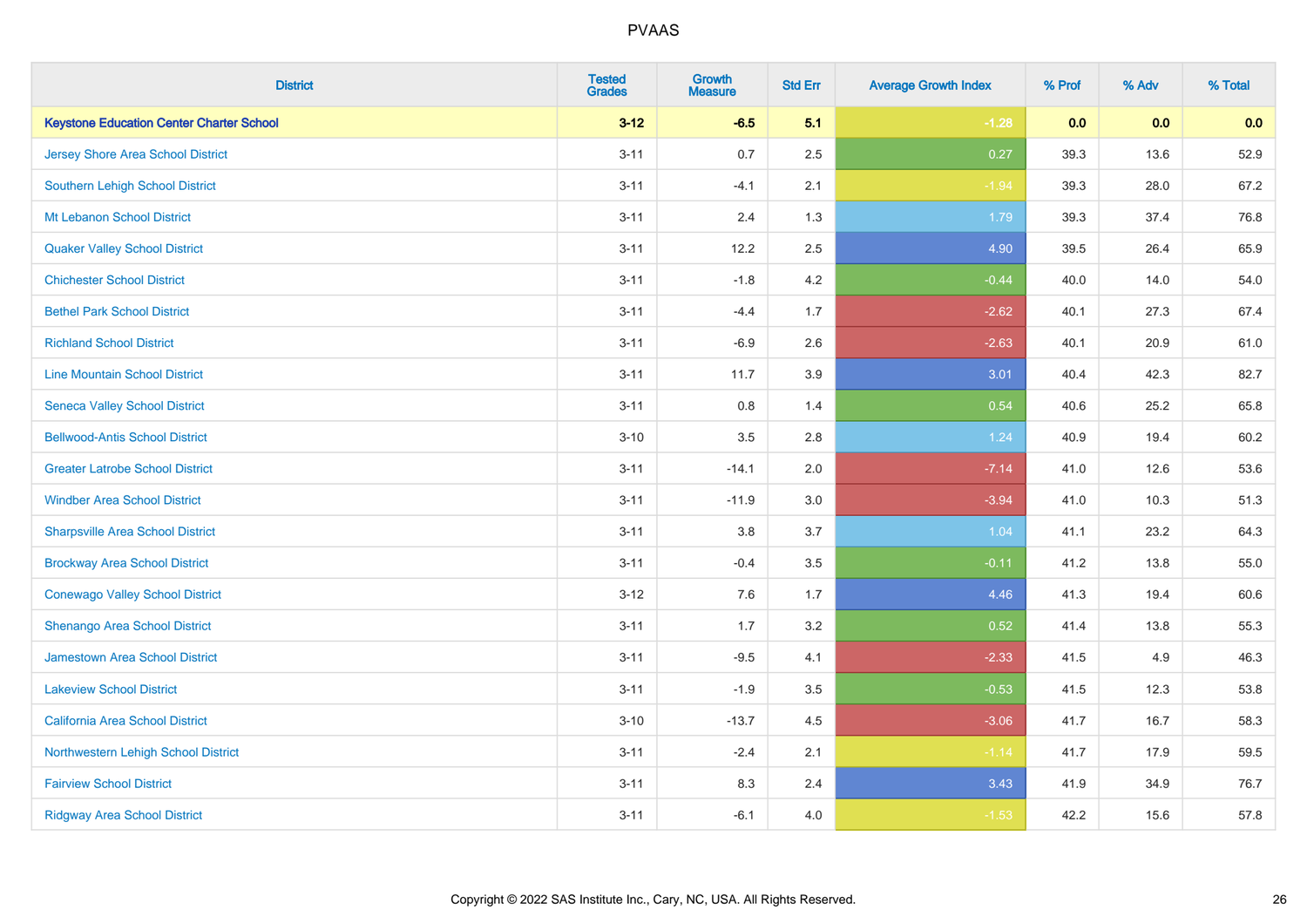# PVAAS

| District | Tested Grades | Growth Measure | Std Err | Average Growth Index | % Prof | % Adv | % Total |
|---|---|---|---|---|---|---|---|
| **Keystone Education Center Charter School** | **3-12** | **-6.5** | **5.1** | **-1.28** | **0.0** | **0.0** | **0.0** |
| Jersey Shore Area School District | 3-11 | 0.7 | 2.5 | 0.27 | 39.3 | 13.6 | 52.9 |
| Southern Lehigh School District | 3-11 | -4.1 | 2.1 | -1.94 | 39.3 | 28.0 | 67.2 |
| Mt Lebanon School District | 3-11 | 2.4 | 1.3 | 1.79 | 39.3 | 37.4 | 76.8 |
| Quaker Valley School District | 3-11 | 12.2 | 2.5 | 4.90 | 39.5 | 26.4 | 65.9 |
| Chichester School District | 3-11 | -1.8 | 4.2 | -0.44 | 40.0 | 14.0 | 54.0 |
| Bethel Park School District | 3-11 | -4.4 | 1.7 | -2.62 | 40.1 | 27.3 | 67.4 |
| Richland School District | 3-11 | -6.9 | 2.6 | -2.63 | 40.1 | 20.9 | 61.0 |
| Line Mountain School District | 3-11 | 11.7 | 3.9 | 3.01 | 40.4 | 42.3 | 82.7 |
| Seneca Valley School District | 3-11 | 0.8 | 1.4 | 0.54 | 40.6 | 25.2 | 65.8 |
| Bellwood-Antis School District | 3-10 | 3.5 | 2.8 | 1.24 | 40.9 | 19.4 | 60.2 |
| Greater Latrobe School District | 3-11 | -14.1 | 2.0 | -7.14 | 41.0 | 12.6 | 53.6 |
| Windber Area School District | 3-11 | -11.9 | 3.0 | -3.94 | 41.0 | 10.3 | 51.3 |
| Sharpsville Area School District | 3-11 | 3.8 | 3.7 | 1.04 | 41.1 | 23.2 | 64.3 |
| Brockway Area School District | 3-11 | -0.4 | 3.5 | -0.11 | 41.2 | 13.8 | 55.0 |
| Conewago Valley School District | 3-12 | 7.6 | 1.7 | 4.46 | 41.3 | 19.4 | 60.6 |
| Shenango Area School District | 3-11 | 1.7 | 3.2 | 0.52 | 41.4 | 13.8 | 55.3 |
| Jamestown Area School District | 3-11 | -9.5 | 4.1 | -2.33 | 41.5 | 4.9 | 46.3 |
| Lakeview School District | 3-11 | -1.9 | 3.5 | -0.53 | 41.5 | 12.3 | 53.8 |
| California Area School District | 3-10 | -13.7 | 4.5 | -3.06 | 41.7 | 16.7 | 58.3 |
| Northwestern Lehigh School District | 3-11 | -2.4 | 2.1 | -1.14 | 41.7 | 17.9 | 59.5 |
| Fairview School District | 3-11 | 8.3 | 2.4 | 3.43 | 41.9 | 34.9 | 76.7 |
| Ridgway Area School District | 3-11 | -6.1 | 4.0 | -1.53 | 42.2 | 15.6 | 57.8 |

Copyright © 2022 SAS Institute Inc., Cary, NC, USA. All Rights Reserved.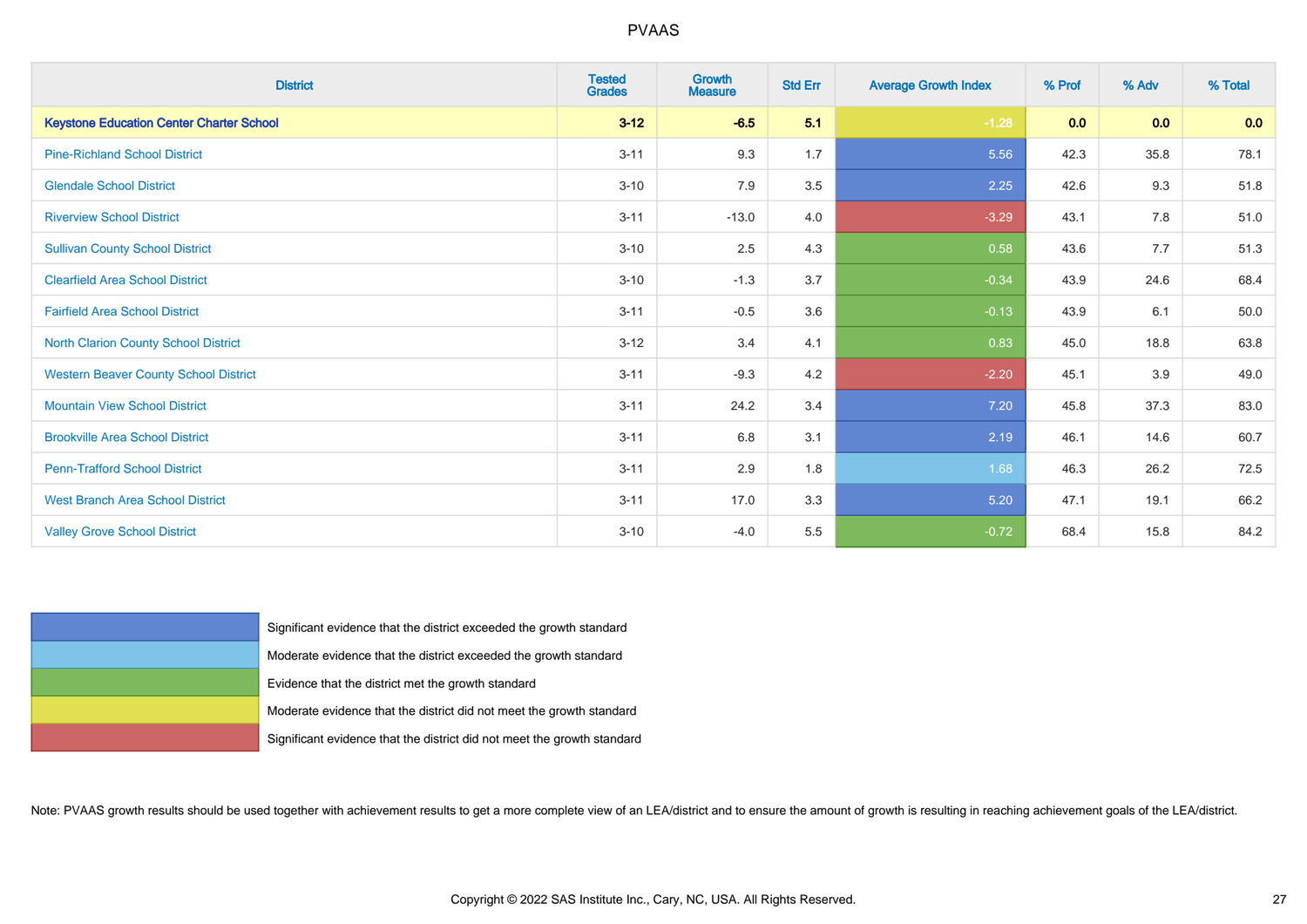# PVAAS

| District | Tested Grades | Growth Measure | Std Err | Average Growth Index | % Prof | % Adv | % Total |
|---|---|---|---|---|---|---|---|
| **Keystone Education Center Charter School** | **3-12** | **-6.5** | **5.1** | **-1.28** | **0.0** | **0.0** | **0.0** |
| Pine-Richland School District | 3-11 | 9.3 | 1.7 | 5.56 | 42.3 | 35.8 | 78.1 |
| Glendale School District | 3-10 | 7.9 | 3.5 | 2.25 | 42.6 | 9.3 | 51.8 |
| Riverview School District | 3-11 | -13.0 | 4.0 | -3.29 | 43.1 | 7.8 | 51.0 |
| Sullivan County School District | 3-10 | 2.5 | 4.3 | 0.58 | 43.6 | 7.7 | 51.3 |
| Clearfield Area School District | 3-10 | -1.3 | 3.7 | -0.34 | 43.9 | 24.6 | 68.4 |
| Fairfield Area School District | 3-11 | -0.5 | 3.6 | -0.13 | 43.9 | 6.1 | 50.0 |
| North Clarion County School District | 3-12 | 3.4 | 4.1 | 0.83 | 45.0 | 18.8 | 63.8 |
| Western Beaver County School District | 3-11 | -9.3 | 4.2 | -2.20 | 45.1 | 3.9 | 49.0 |
| Mountain View School District | 3-11 | 24.2 | 3.4 | 7.20 | 45.8 | 37.3 | 83.0 |
| Brookville Area School District | 3-11 | 6.8 | 3.1 | 2.19 | 46.1 | 14.6 | 60.7 |
| Penn-Trafford School District | 3-11 | 2.9 | 1.8 | 1.68 | 46.3 | 26.2 | 72.5 |
| West Branch Area School District | 3-11 | 17.0 | 3.3 | 5.20 | 47.1 | 19.1 | 66.2 |
| Valley Grove School District | 3-10 | -4.0 | 5.5 | -0.72 | 68.4 | 15.8 | 84.2 |

- Significant evidence that the district exceeded the growth standard
- Moderate evidence that the district exceeded the growth standard
- Evidence that the district met the growth standard
- Moderate evidence that the district did not meet the growth standard
- Significant evidence that the district did not meet the growth standard

Note: PVAAS growth results should be used together with achievement results to get a more complete view of an LEA/district and to ensure the amount of growth is resulting in reaching achievement goals of the LEA/district.

Copyright © 2022 SAS Institute Inc., Cary, NC, USA. All Rights Reserved.